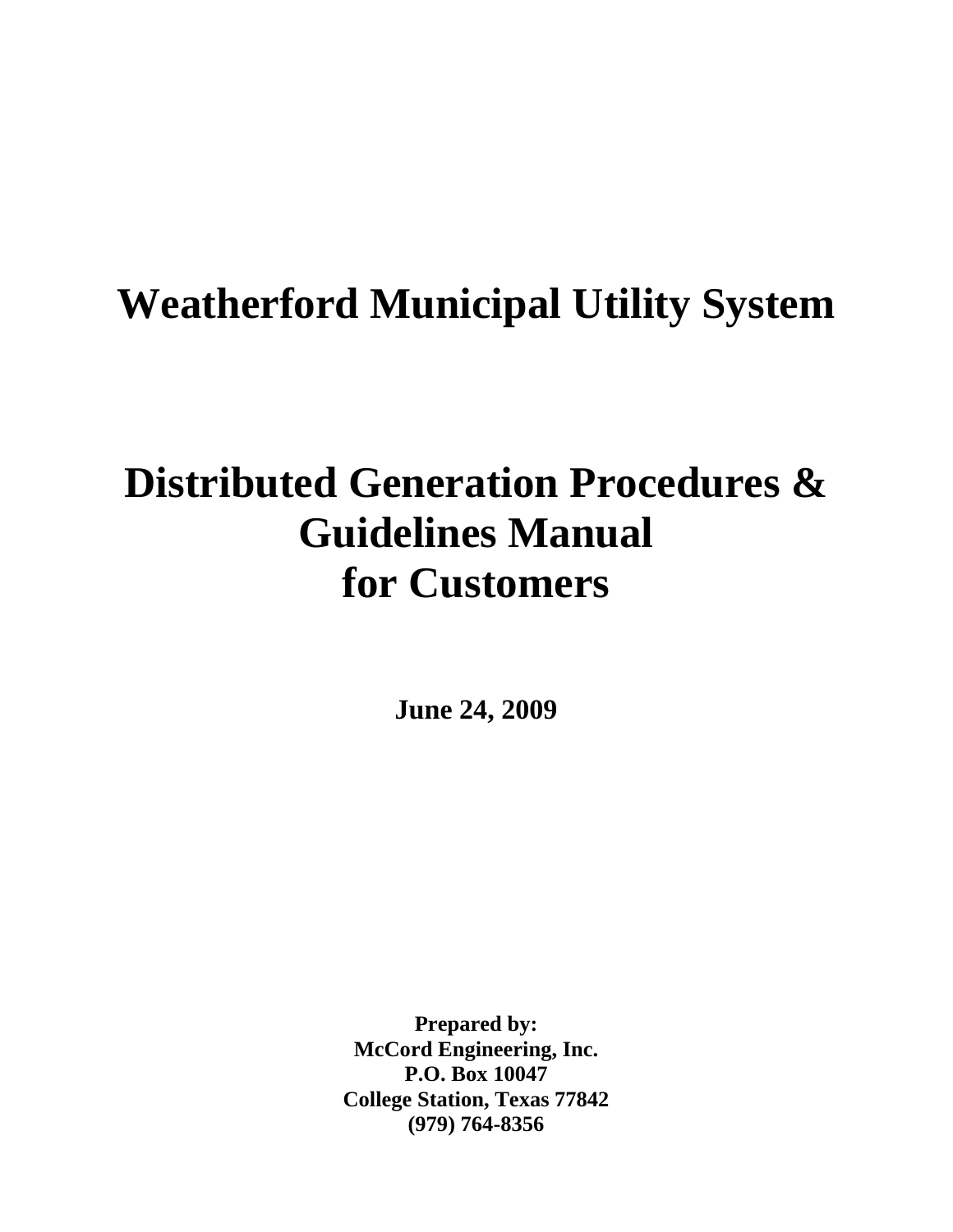# Weatherford Municipal Utility System

# Distributed Generation Procedures & Guidelines Manual for Customers

**June 24, 2009**

**Prepared by:**
**McCord Engineering, Inc.**
**P.O. Box 10047**
**College Station, Texas 77842**
**(979) 764-8356**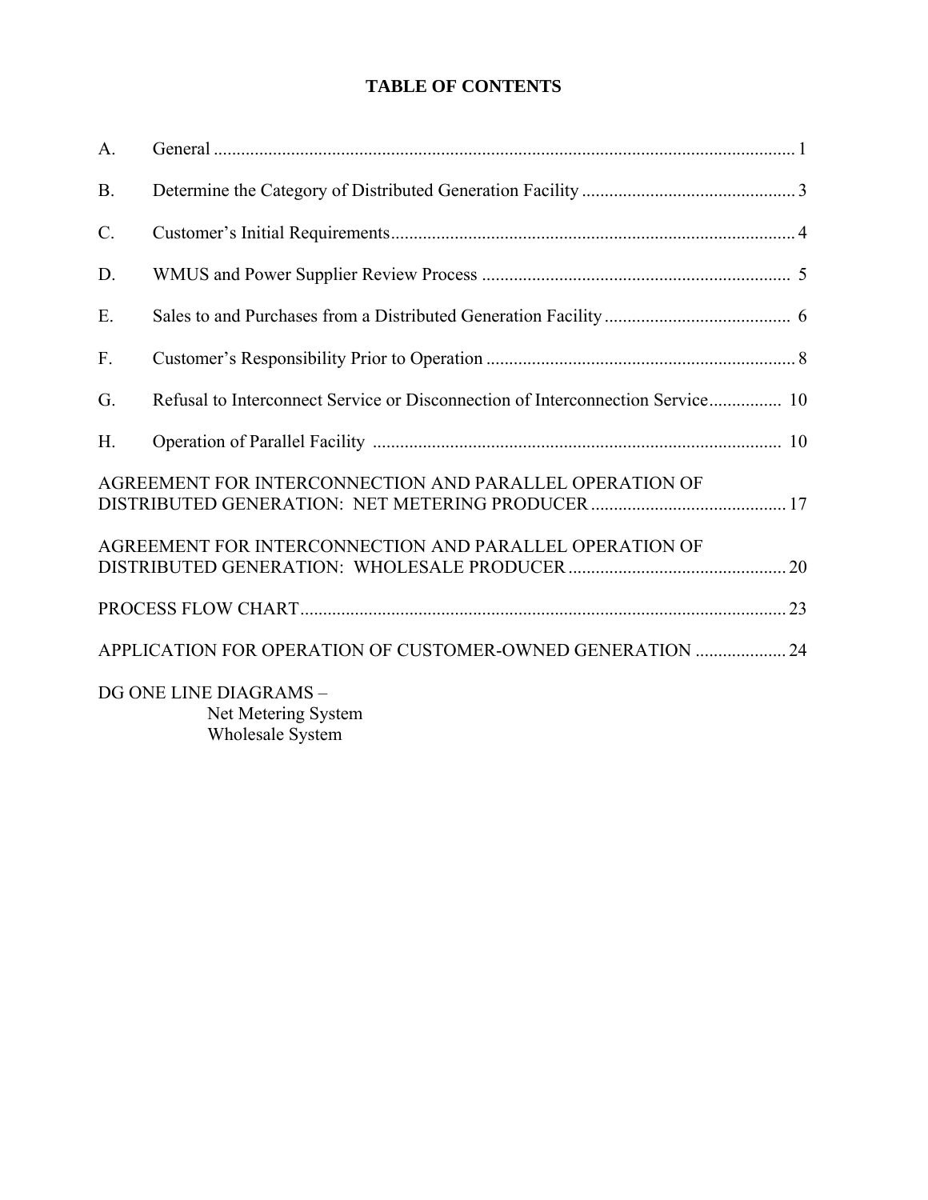# TABLE OF CONTENTS

| | | |
|---|---|---|
| A. | General | 1 |
| B. | Determine the Category of Distributed Generation Facility | 3 |
| C. | Customer's Initial Requirements | 4 |
| D. | WMUS and Power Supplier Review Process | 5 |
| E. | Sales to and Purchases from a Distributed Generation Facility | 6 |
| F. | Customer's Responsibility Prior to Operation | 8 |
| G. | Refusal to Interconnect Service or Disconnection of Interconnection Service | 10 |
| H. | Operation of Parallel Facility | 10 |

AGREEMENT FOR INTERCONNECTION AND PARALLEL OPERATION OF DISTRIBUTED GENERATION: NET METERING PRODUCER ........ 17

AGREEMENT FOR INTERCONNECTION AND PARALLEL OPERATION OF DISTRIBUTED GENERATION: WHOLESALE PRODUCER ........ 20

PROCESS FLOW CHART ........ 23

APPLICATION FOR OPERATION OF CUSTOMER-OWNED GENERATION ........ 24

DG ONE LINE DIAGRAMS –
- Net Metering System
- Wholesale System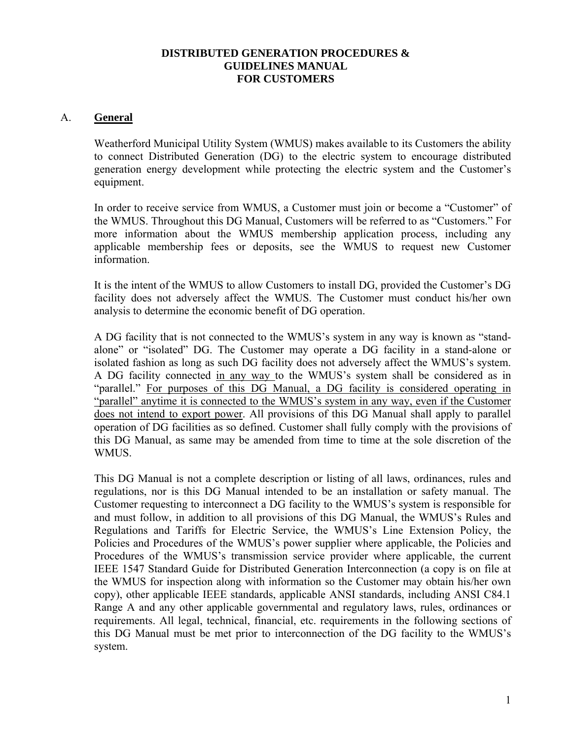**DISTRIBUTED GENERATION PROCEDURES & GUIDELINES MANUAL FOR CUSTOMERS**

## A. **General**

Weatherford Municipal Utility System (WMUS) makes available to its Customers the ability to connect Distributed Generation (DG) to the electric system to encourage distributed generation energy development while protecting the electric system and the Customer's equipment.

In order to receive service from WMUS, a Customer must join or become a "Customer" of the WMUS. Throughout this DG Manual, Customers will be referred to as "Customers." For more information about the WMUS membership application process, including any applicable membership fees or deposits, see the WMUS to request new Customer information.

It is the intent of the WMUS to allow Customers to install DG, provided the Customer's DG facility does not adversely affect the WMUS. The Customer must conduct his/her own analysis to determine the economic benefit of DG operation.

A DG facility that is not connected to the WMUS's system in any way is known as "stand-alone" or "isolated" DG. The Customer may operate a DG facility in a stand-alone or isolated fashion as long as such DG facility does not adversely affect the WMUS's system. A DG facility connected <u>in any way</u> to the WMUS's system shall be considered as in "parallel." <u>For purposes of this DG Manual, a DG facility is considered operating in "parallel" anytime it is connected to the WMUS's system in any way, even if the Customer does not intend to export power</u>. All provisions of this DG Manual shall apply to parallel operation of DG facilities as so defined. Customer shall fully comply with the provisions of this DG Manual, as same may be amended from time to time at the sole discretion of the WMUS.

This DG Manual is not a complete description or listing of all laws, ordinances, rules and regulations, nor is this DG Manual intended to be an installation or safety manual. The Customer requesting to interconnect a DG facility to the WMUS's system is responsible for and must follow, in addition to all provisions of this DG Manual, the WMUS's Rules and Regulations and Tariffs for Electric Service, the WMUS's Line Extension Policy, the Policies and Procedures of the WMUS's power supplier where applicable, the Policies and Procedures of the WMUS's transmission service provider where applicable, the current IEEE 1547 Standard Guide for Distributed Generation Interconnection (a copy is on file at the WMUS for inspection along with information so the Customer may obtain his/her own copy), other applicable IEEE standards, applicable ANSI standards, including ANSI C84.1 Range A and any other applicable governmental and regulatory laws, rules, ordinances or requirements. All legal, technical, financial, etc. requirements in the following sections of this DG Manual must be met prior to interconnection of the DG facility to the WMUS's system.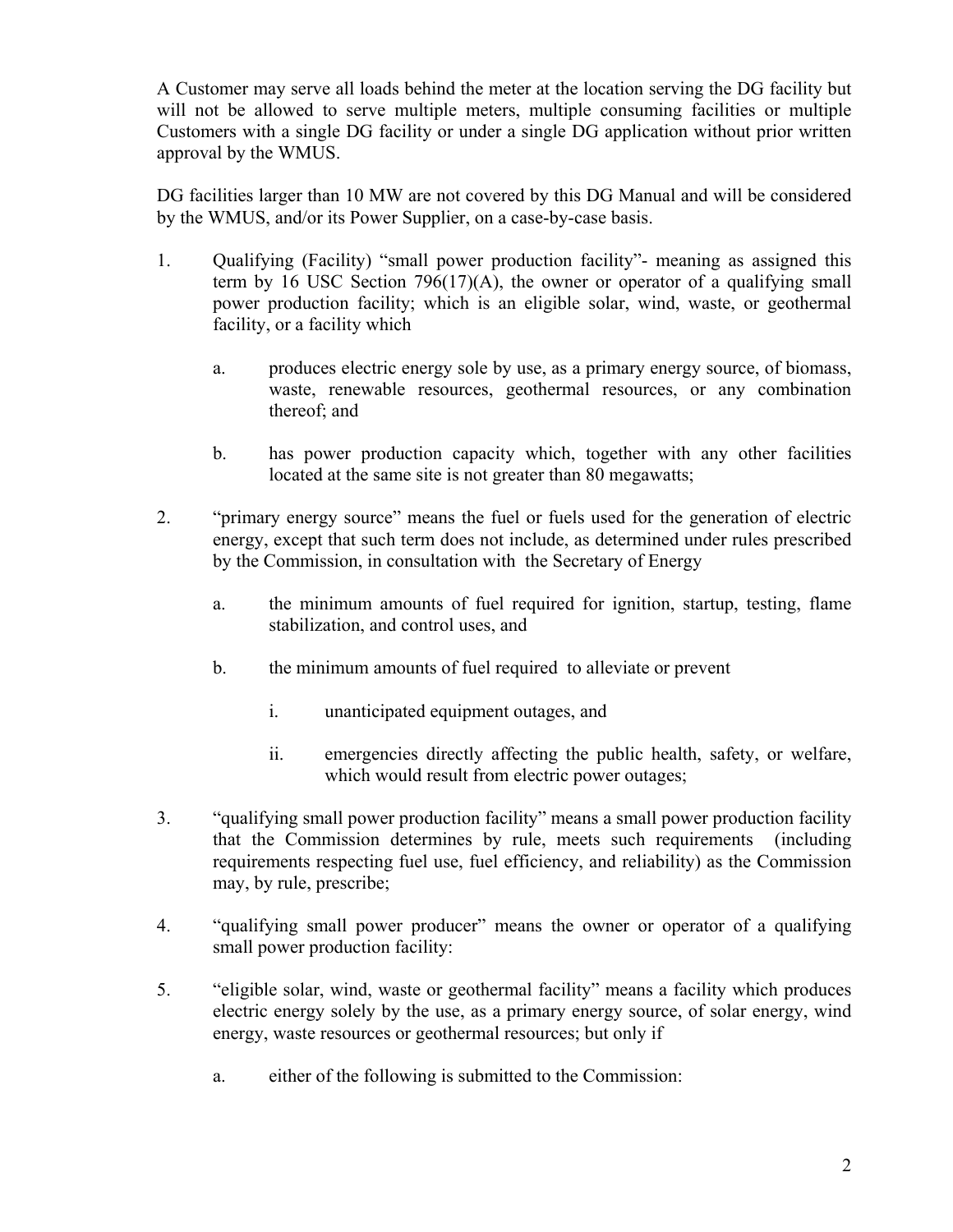A Customer may serve all loads behind the meter at the location serving the DG facility but will not be allowed to serve multiple meters, multiple consuming facilities or multiple Customers with a single DG facility or under a single DG application without prior written approval by the WMUS.

DG facilities larger than 10 MW are not covered by this DG Manual and will be considered by the WMUS, and/or its Power Supplier, on a case-by-case basis.

1. Qualifying (Facility) "small power production facility"- meaning as assigned this term by 16 USC Section 796(17)(A), the owner or operator of a qualifying small power production facility; which is an eligible solar, wind, waste, or geothermal facility, or a facility which

   a. produces electric energy sole by use, as a primary energy source, of biomass, waste, renewable resources, geothermal resources, or any combination thereof; and

   b. has power production capacity which, together with any other facilities located at the same site is not greater than 80 megawatts;

2. "primary energy source" means the fuel or fuels used for the generation of electric energy, except that such term does not include, as determined under rules prescribed by the Commission, in consultation with the Secretary of Energy

   a. the minimum amounts of fuel required for ignition, startup, testing, flame stabilization, and control uses, and

   b. the minimum amounts of fuel required to alleviate or prevent

      i. unanticipated equipment outages, and

      ii. emergencies directly affecting the public health, safety, or welfare, which would result from electric power outages;

3. "qualifying small power production facility" means a small power production facility that the Commission determines by rule, meets such requirements (including requirements respecting fuel use, fuel efficiency, and reliability) as the Commission may, by rule, prescribe;

4. "qualifying small power producer" means the owner or operator of a qualifying small power production facility:

5. "eligible solar, wind, waste or geothermal facility" means a facility which produces electric energy solely by the use, as a primary energy source, of solar energy, wind energy, waste resources or geothermal resources; but only if

   a. either of the following is submitted to the Commission: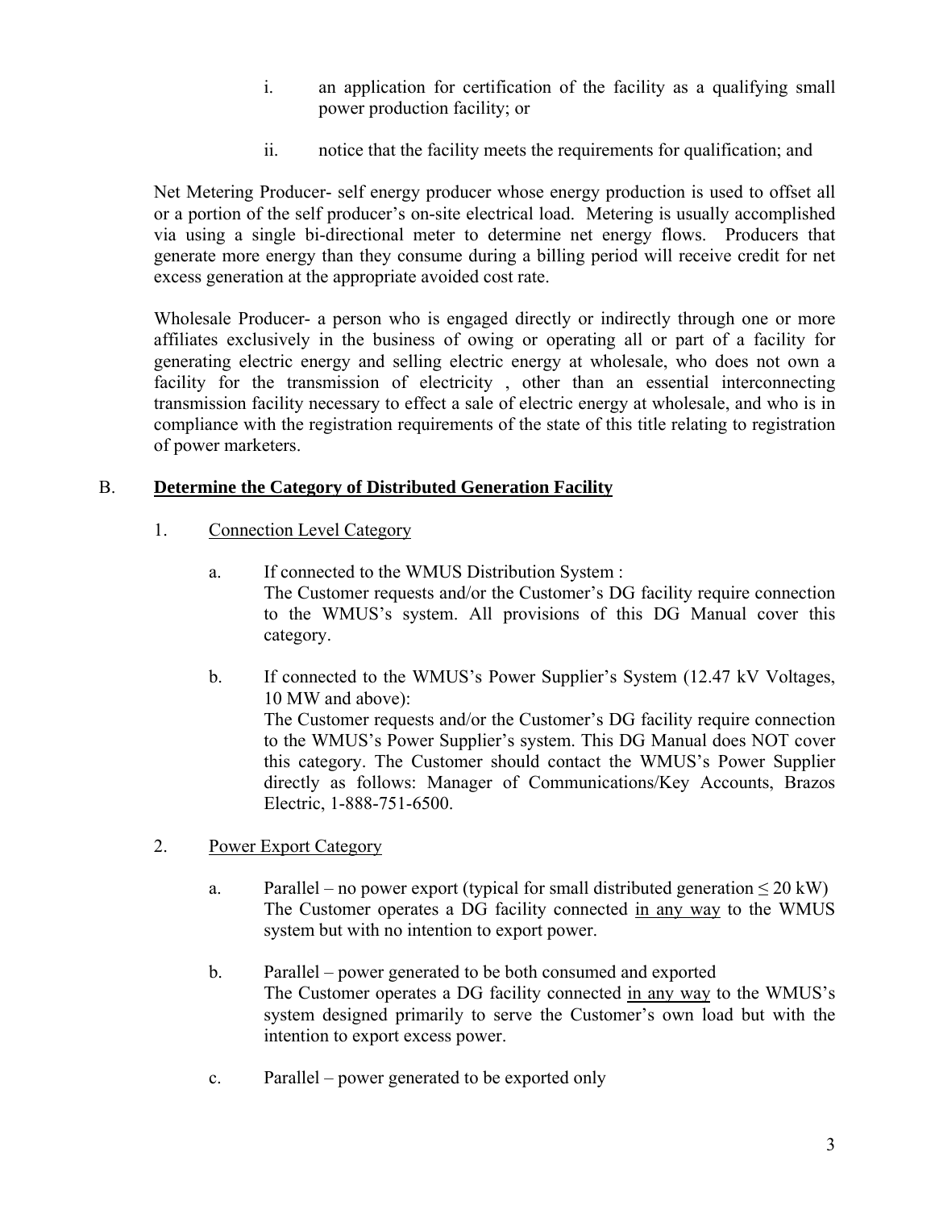i. an application for certification of the facility as a qualifying small power production facility; or

ii. notice that the facility meets the requirements for qualification; and

Net Metering Producer- self energy producer whose energy production is used to offset all or a portion of the self producer's on-site electrical load. Metering is usually accomplished via using a single bi-directional meter to determine net energy flows. Producers that generate more energy than they consume during a billing period will receive credit for net excess generation at the appropriate avoided cost rate.

Wholesale Producer- a person who is engaged directly or indirectly through one or more affiliates exclusively in the business of owing or operating all or part of a facility for generating electric energy and selling electric energy at wholesale, who does not own a facility for the transmission of electricity , other than an essential interconnecting transmission facility necessary to effect a sale of electric energy at wholesale, and who is in compliance with the registration requirements of the state of this title relating to registration of power marketers.

B. **Determine the Category of Distributed Generation Facility**

1. Connection Level Category

   a. If connected to the WMUS Distribution System :
   The Customer requests and/or the Customer's DG facility require connection to the WMUS's system. All provisions of this DG Manual cover this category.

   b. If connected to the WMUS's Power Supplier's System (12.47 kV Voltages, 10 MW and above):
   The Customer requests and/or the Customer's DG facility require connection to the WMUS's Power Supplier's system. This DG Manual does NOT cover this category. The Customer should contact the WMUS's Power Supplier directly as follows: Manager of Communications/Key Accounts, Brazos Electric, 1-888-751-6500.

2. Power Export Category

   a. Parallel – no power export (typical for small distributed generation ≤ 20 kW)
   The Customer operates a DG facility connected in any way to the WMUS system but with no intention to export power.

   b. Parallel – power generated to be both consumed and exported
   The Customer operates a DG facility connected in any way to the WMUS's system designed primarily to serve the Customer's own load but with the intention to export excess power.

   c. Parallel – power generated to be exported only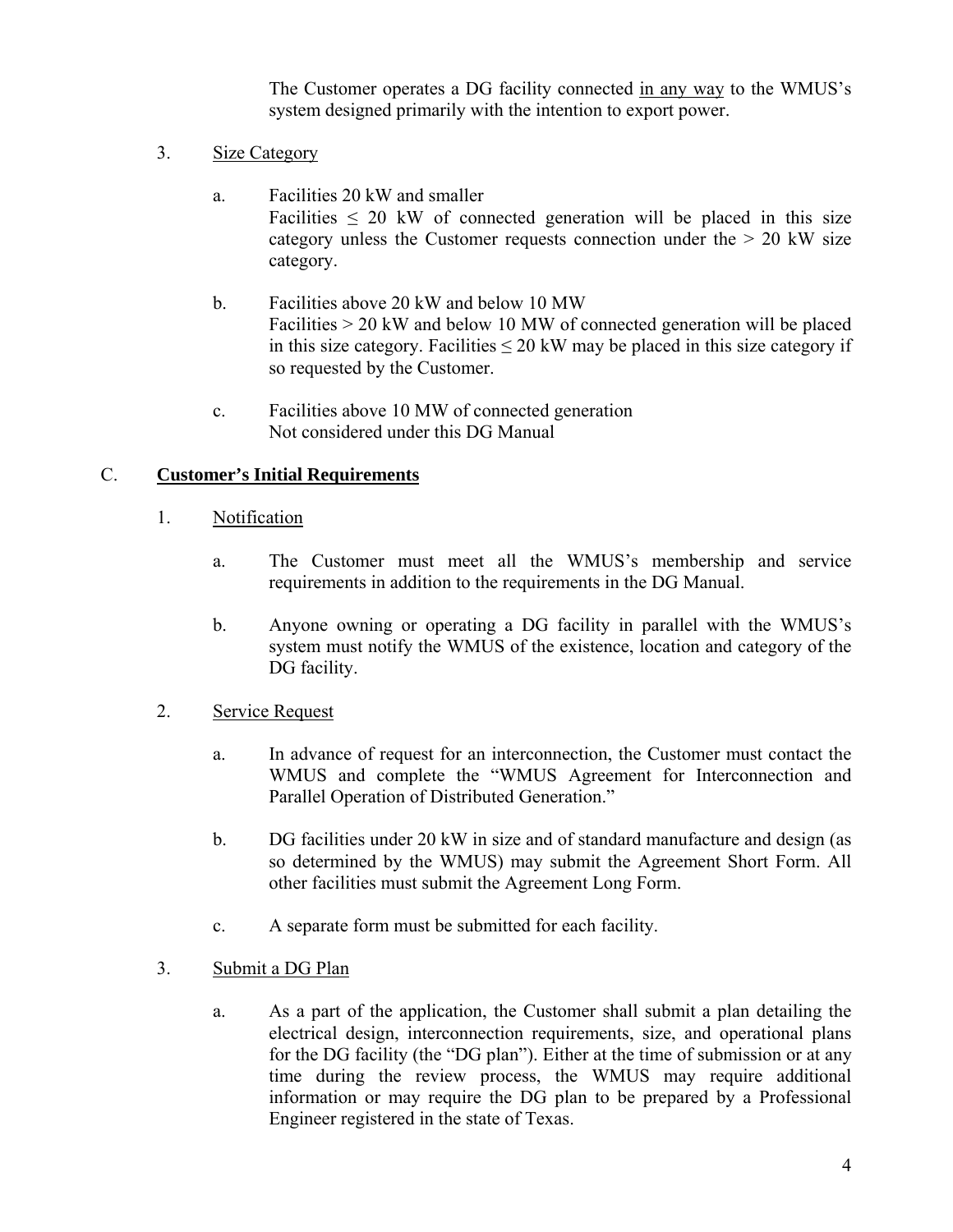The Customer operates a DG facility connected <u>in any way</u> to the WMUS's system designed primarily with the intention to export power.

3. <u>Size Category</u>

   a. Facilities 20 kW and smaller
   Facilities $\leq$ 20 kW of connected generation will be placed in this size category unless the Customer requests connection under the > 20 kW size category.

   b. Facilities above 20 kW and below 10 MW
   Facilities > 20 kW and below 10 MW of connected generation will be placed in this size category. Facilities $\leq$ 20 kW may be placed in this size category if so requested by the Customer.

   c. Facilities above 10 MW of connected generation
   Not considered under this DG Manual

## C. <u>Customer's Initial Requirements</u>

1. <u>Notification</u>

   a. The Customer must meet all the WMUS's membership and service requirements in addition to the requirements in the DG Manual.

   b. Anyone owning or operating a DG facility in parallel with the WMUS's system must notify the WMUS of the existence, location and category of the DG facility.

2. <u>Service Request</u>

   a. In advance of request for an interconnection, the Customer must contact the WMUS and complete the "WMUS Agreement for Interconnection and Parallel Operation of Distributed Generation."

   b. DG facilities under 20 kW in size and of standard manufacture and design (as so determined by the WMUS) may submit the Agreement Short Form. All other facilities must submit the Agreement Long Form.

   c. A separate form must be submitted for each facility.

3. <u>Submit a DG Plan</u>

   a. As a part of the application, the Customer shall submit a plan detailing the electrical design, interconnection requirements, size, and operational plans for the DG facility (the "DG plan"). Either at the time of submission or at any time during the review process, the WMUS may require additional information or may require the DG plan to be prepared by a Professional Engineer registered in the state of Texas.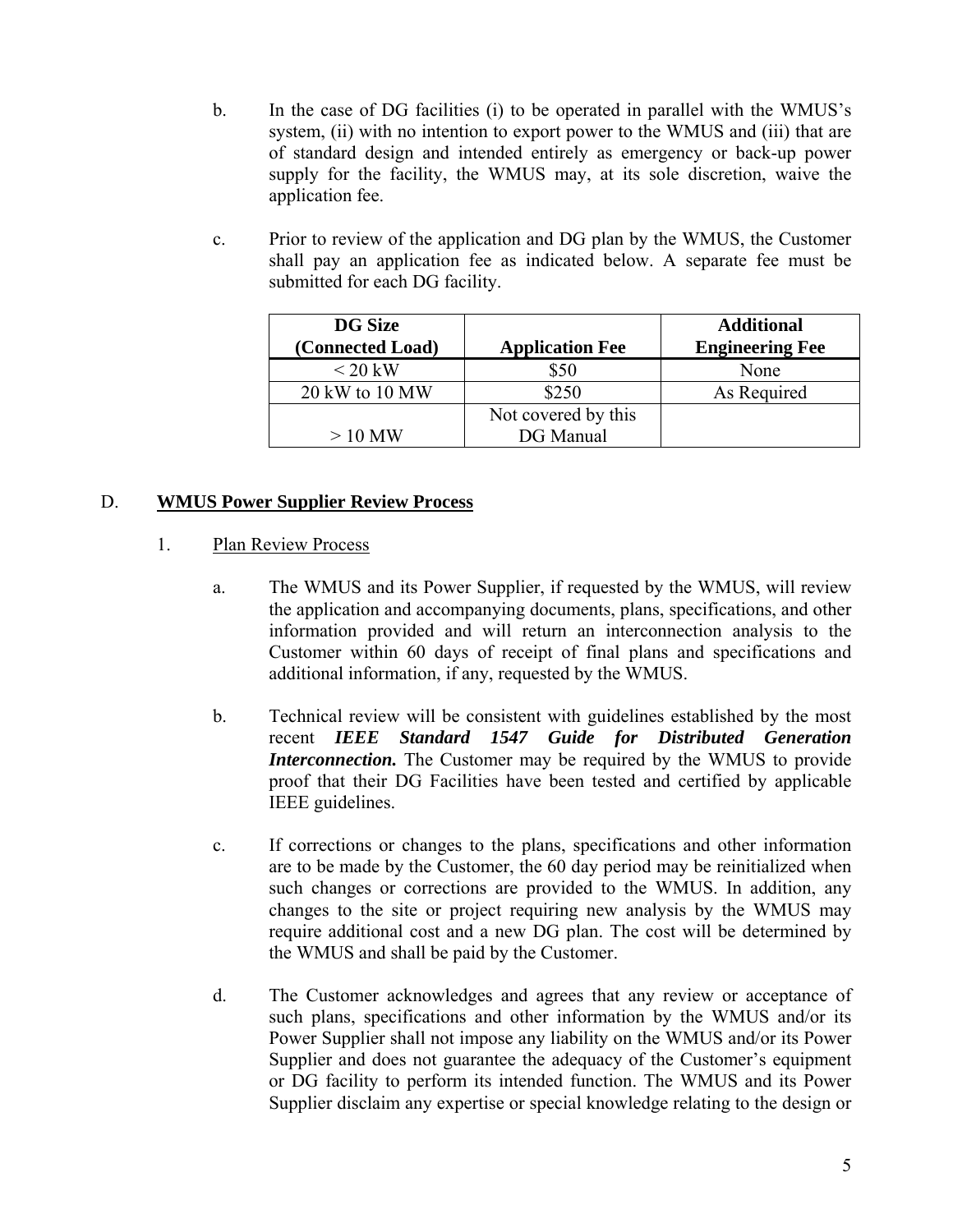b. In the case of DG facilities (i) to be operated in parallel with the WMUS's system, (ii) with no intention to export power to the WMUS and (iii) that are of standard design and intended entirely as emergency or back-up power supply for the facility, the WMUS may, at its sole discretion, waive the application fee.

c. Prior to review of the application and DG plan by the WMUS, the Customer shall pay an application fee as indicated below. A separate fee must be submitted for each DG facility.

| DG Size (Connected Load) | Application Fee | Additional Engineering Fee |
|---|---|---|
| < 20 kW | $50 | None |
| 20 kW to 10 MW | $250 | As Required |
| > 10 MW | Not covered by this DG Manual | |

## D. **WMUS Power Supplier Review Process**

1. Plan Review Process

a. The WMUS and its Power Supplier, if requested by the WMUS, will review the application and accompanying documents, plans, specifications, and other information provided and will return an interconnection analysis to the Customer within 60 days of receipt of final plans and specifications and additional information, if any, requested by the WMUS.

b. Technical review will be consistent with guidelines established by the most recent ***IEEE Standard 1547 Guide for Distributed Generation Interconnection.*** The Customer may be required by the WMUS to provide proof that their DG Facilities have been tested and certified by applicable IEEE guidelines.

c. If corrections or changes to the plans, specifications and other information are to be made by the Customer, the 60 day period may be reinitialized when such changes or corrections are provided to the WMUS. In addition, any changes to the site or project requiring new analysis by the WMUS may require additional cost and a new DG plan. The cost will be determined by the WMUS and shall be paid by the Customer.

d. The Customer acknowledges and agrees that any review or acceptance of such plans, specifications and other information by the WMUS and/or its Power Supplier shall not impose any liability on the WMUS and/or its Power Supplier and does not guarantee the adequacy of the Customer's equipment or DG facility to perform its intended function. The WMUS and its Power Supplier disclaim any expertise or special knowledge relating to the design or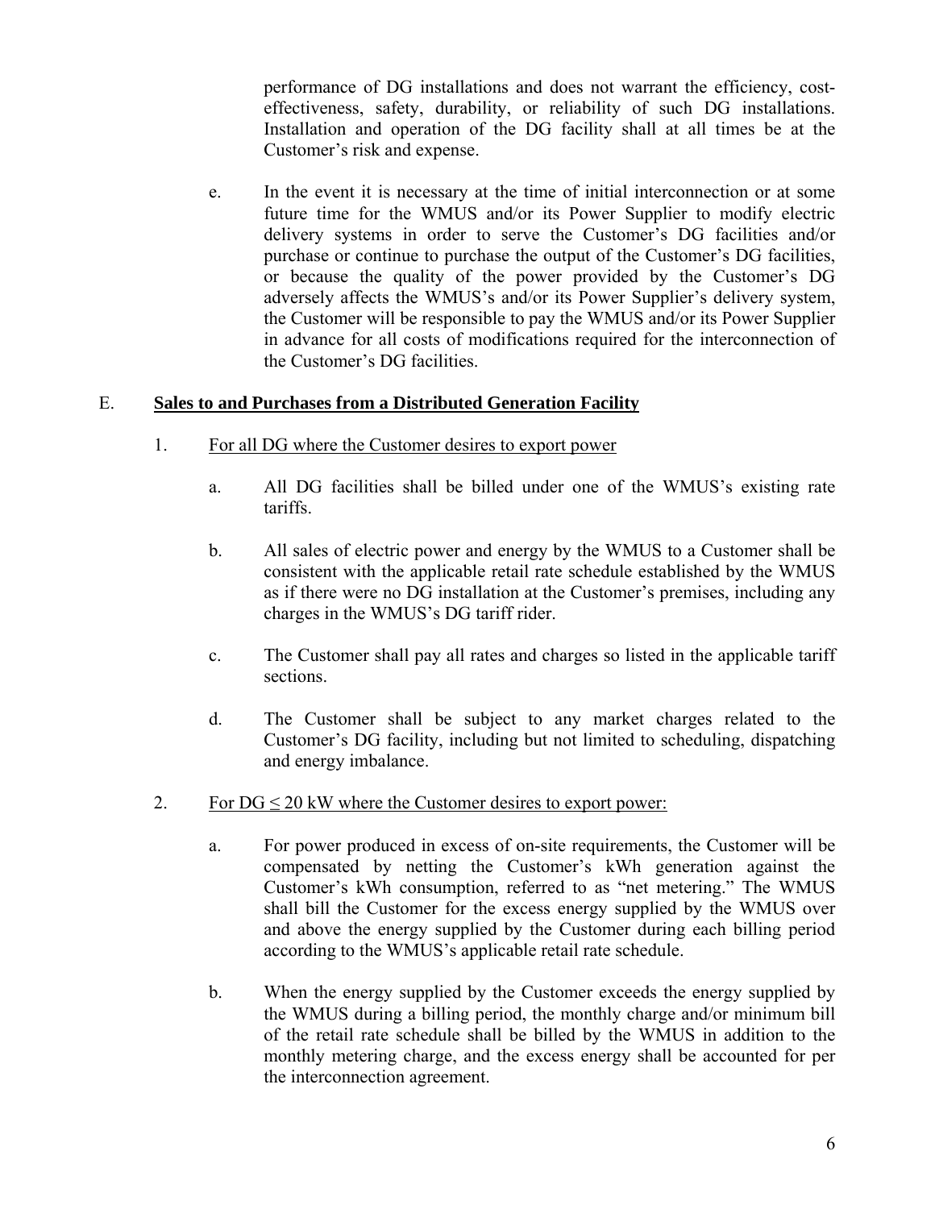performance of DG installations and does not warrant the efficiency, cost-effectiveness, safety, durability, or reliability of such DG installations. Installation and operation of the DG facility shall at all times be at the Customer's risk and expense.

e. In the event it is necessary at the time of initial interconnection or at some future time for the WMUS and/or its Power Supplier to modify electric delivery systems in order to serve the Customer's DG facilities and/or purchase or continue to purchase the output of the Customer's DG facilities, or because the quality of the power provided by the Customer's DG adversely affects the WMUS's and/or its Power Supplier's delivery system, the Customer will be responsible to pay the WMUS and/or its Power Supplier in advance for all costs of modifications required for the interconnection of the Customer's DG facilities.

## E. **Sales to and Purchases from a Distributed Generation Facility**

1. For all DG where the Customer desires to export power

   a. All DG facilities shall be billed under one of the WMUS's existing rate tariffs.

   b. All sales of electric power and energy by the WMUS to a Customer shall be consistent with the applicable retail rate schedule established by the WMUS as if there were no DG installation at the Customer's premises, including any charges in the WMUS's DG tariff rider.

   c. The Customer shall pay all rates and charges so listed in the applicable tariff sections.

   d. The Customer shall be subject to any market charges related to the Customer's DG facility, including but not limited to scheduling, dispatching and energy imbalance.

2. For DG $\leq$ 20 kW where the Customer desires to export power:

   a. For power produced in excess of on-site requirements, the Customer will be compensated by netting the Customer's kWh generation against the Customer's kWh consumption, referred to as "net metering." The WMUS shall bill the Customer for the excess energy supplied by the WMUS over and above the energy supplied by the Customer during each billing period according to the WMUS's applicable retail rate schedule.

   b. When the energy supplied by the Customer exceeds the energy supplied by the WMUS during a billing period, the monthly charge and/or minimum bill of the retail rate schedule shall be billed by the WMUS in addition to the monthly metering charge, and the excess energy shall be accounted for per the interconnection agreement.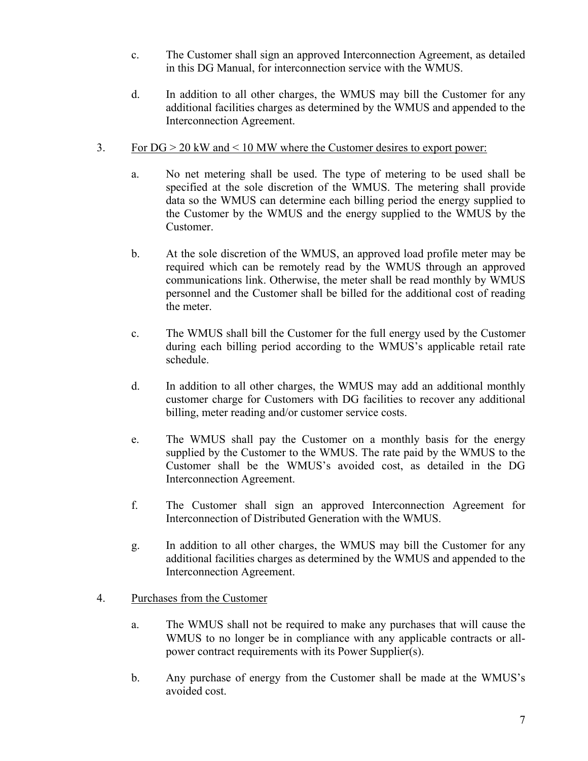c. The Customer shall sign an approved Interconnection Agreement, as detailed in this DG Manual, for interconnection service with the WMUS.

d. In addition to all other charges, the WMUS may bill the Customer for any additional facilities charges as determined by the WMUS and appended to the Interconnection Agreement.

3. <u>For DG > 20 kW and < 10 MW where the Customer desires to export power:</u>

   a. No net metering shall be used. The type of metering to be used shall be specified at the sole discretion of the WMUS. The metering shall provide data so the WMUS can determine each billing period the energy supplied to the Customer by the WMUS and the energy supplied to the WMUS by the Customer.

   b. At the sole discretion of the WMUS, an approved load profile meter may be required which can be remotely read by the WMUS through an approved communications link. Otherwise, the meter shall be read monthly by WMUS personnel and the Customer shall be billed for the additional cost of reading the meter.

   c. The WMUS shall bill the Customer for the full energy used by the Customer during each billing period according to the WMUS's applicable retail rate schedule.

   d. In addition to all other charges, the WMUS may add an additional monthly customer charge for Customers with DG facilities to recover any additional billing, meter reading and/or customer service costs.

   e. The WMUS shall pay the Customer on a monthly basis for the energy supplied by the Customer to the WMUS. The rate paid by the WMUS to the Customer shall be the WMUS's avoided cost, as detailed in the DG Interconnection Agreement.

   f. The Customer shall sign an approved Interconnection Agreement for Interconnection of Distributed Generation with the WMUS.

   g. In addition to all other charges, the WMUS may bill the Customer for any additional facilities charges as determined by the WMUS and appended to the Interconnection Agreement.

4. <u>Purchases from the Customer</u>

   a. The WMUS shall not be required to make any purchases that will cause the WMUS to no longer be in compliance with any applicable contracts or all-power contract requirements with its Power Supplier(s).

   b. Any purchase of energy from the Customer shall be made at the WMUS's avoided cost.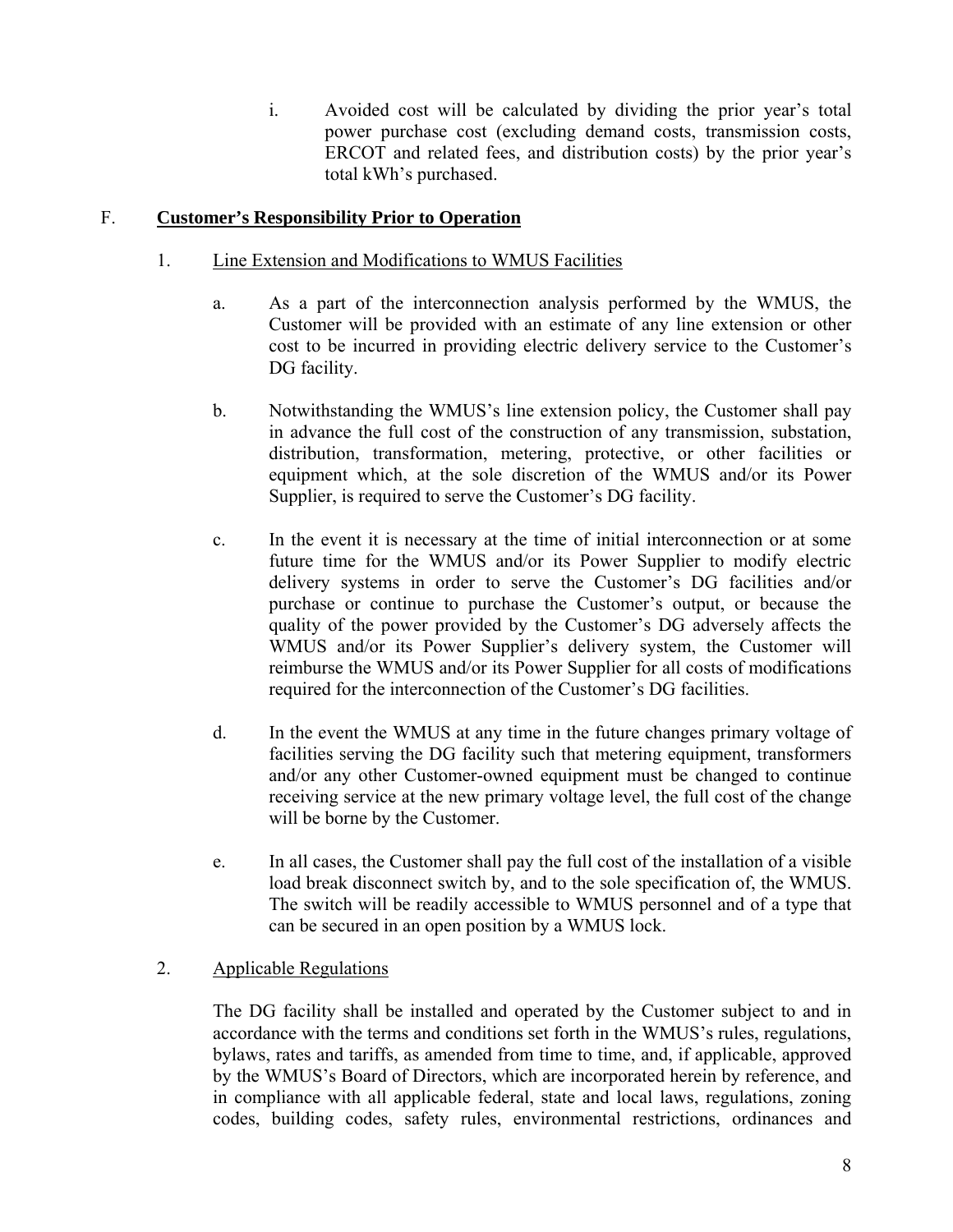i. Avoided cost will be calculated by dividing the prior year's total power purchase cost (excluding demand costs, transmission costs, ERCOT and related fees, and distribution costs) by the prior year's total kWh's purchased.

## F. **Customer's Responsibility Prior to Operation**

1. Line Extension and Modifications to WMUS Facilities

   a. As a part of the interconnection analysis performed by the WMUS, the Customer will be provided with an estimate of any line extension or other cost to be incurred in providing electric delivery service to the Customer's DG facility.

   b. Notwithstanding the WMUS's line extension policy, the Customer shall pay in advance the full cost of the construction of any transmission, substation, distribution, transformation, metering, protective, or other facilities or equipment which, at the sole discretion of the WMUS and/or its Power Supplier, is required to serve the Customer's DG facility.

   c. In the event it is necessary at the time of initial interconnection or at some future time for the WMUS and/or its Power Supplier to modify electric delivery systems in order to serve the Customer's DG facilities and/or purchase or continue to purchase the Customer's output, or because the quality of the power provided by the Customer's DG adversely affects the WMUS and/or its Power Supplier's delivery system, the Customer will reimburse the WMUS and/or its Power Supplier for all costs of modifications required for the interconnection of the Customer's DG facilities.

   d. In the event the WMUS at any time in the future changes primary voltage of facilities serving the DG facility such that metering equipment, transformers and/or any other Customer-owned equipment must be changed to continue receiving service at the new primary voltage level, the full cost of the change will be borne by the Customer.

   e. In all cases, the Customer shall pay the full cost of the installation of a visible load break disconnect switch by, and to the sole specification of, the WMUS. The switch will be readily accessible to WMUS personnel and of a type that can be secured in an open position by a WMUS lock.

2. Applicable Regulations

   The DG facility shall be installed and operated by the Customer subject to and in accordance with the terms and conditions set forth in the WMUS's rules, regulations, bylaws, rates and tariffs, as amended from time to time, and, if applicable, approved by the WMUS's Board of Directors, which are incorporated herein by reference, and in compliance with all applicable federal, state and local laws, regulations, zoning codes, building codes, safety rules, environmental restrictions, ordinances and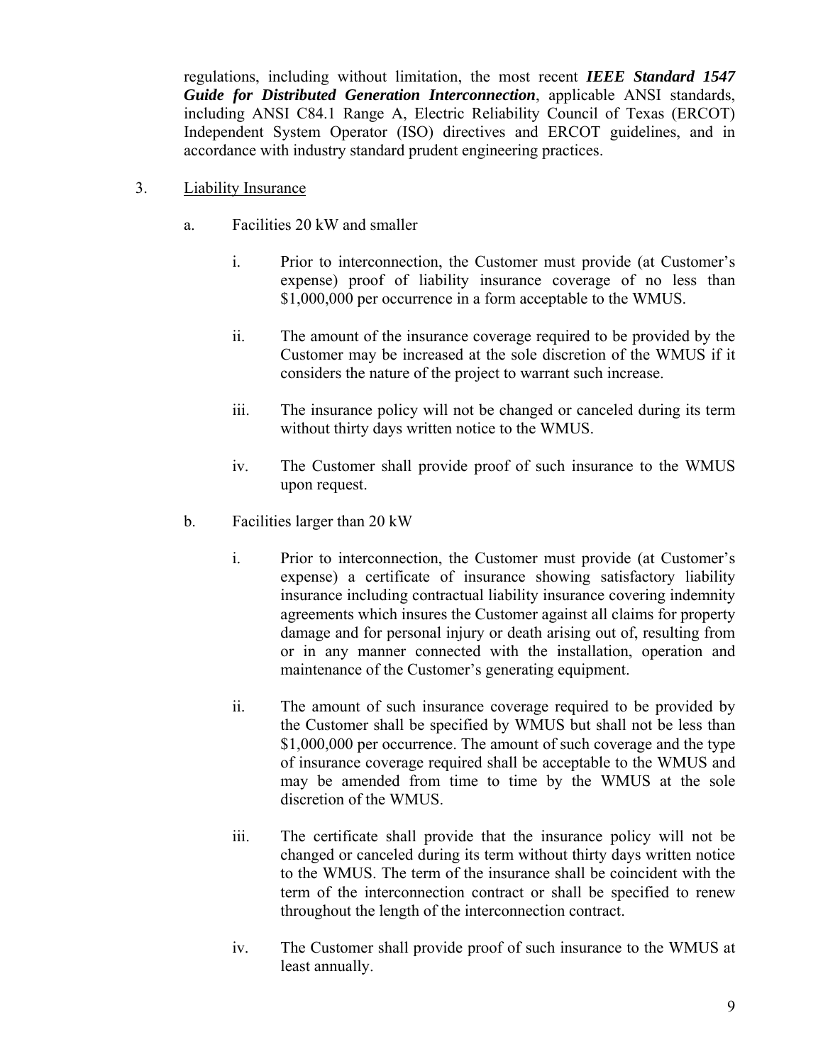regulations, including without limitation, the most recent ***IEEE Standard 1547 Guide for Distributed Generation Interconnection***, applicable ANSI standards, including ANSI C84.1 Range A, Electric Reliability Council of Texas (ERCOT) Independent System Operator (ISO) directives and ERCOT guidelines, and in accordance with industry standard prudent engineering practices.

3. Liability Insurance

   a. Facilities 20 kW and smaller

      i. Prior to interconnection, the Customer must provide (at Customer's expense) proof of liability insurance coverage of no less than $1,000,000 per occurrence in a form acceptable to the WMUS.

      ii. The amount of the insurance coverage required to be provided by the Customer may be increased at the sole discretion of the WMUS if it considers the nature of the project to warrant such increase.

      iii. The insurance policy will not be changed or canceled during its term without thirty days written notice to the WMUS.

      iv. The Customer shall provide proof of such insurance to the WMUS upon request.

   b. Facilities larger than 20 kW

      i. Prior to interconnection, the Customer must provide (at Customer's expense) a certificate of insurance showing satisfactory liability insurance including contractual liability insurance covering indemnity agreements which insures the Customer against all claims for property damage and for personal injury or death arising out of, resulting from or in any manner connected with the installation, operation and maintenance of the Customer's generating equipment.

      ii. The amount of such insurance coverage required to be provided by the Customer shall be specified by WMUS but shall not be less than $1,000,000 per occurrence. The amount of such coverage and the type of insurance coverage required shall be acceptable to the WMUS and may be amended from time to time by the WMUS at the sole discretion of the WMUS.

      iii. The certificate shall provide that the insurance policy will not be changed or canceled during its term without thirty days written notice to the WMUS. The term of the insurance shall be coincident with the term of the interconnection contract or shall be specified to renew throughout the length of the interconnection contract.

      iv. The Customer shall provide proof of such insurance to the WMUS at least annually.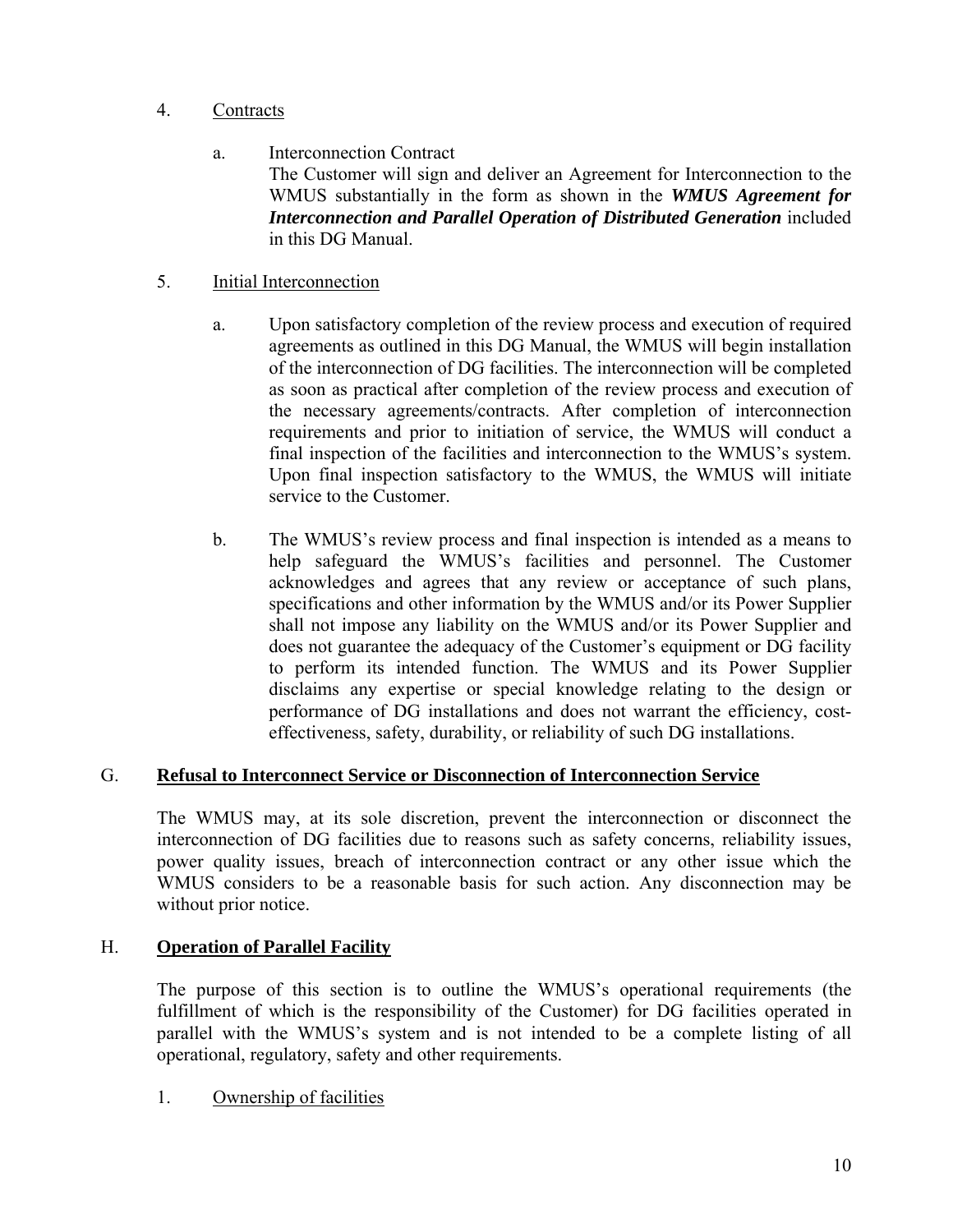4. Contracts

   a. Interconnection Contract

      The Customer will sign and deliver an Agreement for Interconnection to the WMUS substantially in the form as shown in the ***WMUS Agreement for Interconnection and Parallel Operation of Distributed Generation*** included in this DG Manual.

5. Initial Interconnection

   a. Upon satisfactory completion of the review process and execution of required agreements as outlined in this DG Manual, the WMUS will begin installation of the interconnection of DG facilities. The interconnection will be completed as soon as practical after completion of the review process and execution of the necessary agreements/contracts. After completion of interconnection requirements and prior to initiation of service, the WMUS will conduct a final inspection of the facilities and interconnection to the WMUS's system. Upon final inspection satisfactory to the WMUS, the WMUS will initiate service to the Customer.

   b. The WMUS's review process and final inspection is intended as a means to help safeguard the WMUS's facilities and personnel. The Customer acknowledges and agrees that any review or acceptance of such plans, specifications and other information by the WMUS and/or its Power Supplier shall not impose any liability on the WMUS and/or its Power Supplier and does not guarantee the adequacy of the Customer's equipment or DG facility to perform its intended function. The WMUS and its Power Supplier disclaims any expertise or special knowledge relating to the design or performance of DG installations and does not warrant the efficiency, cost-effectiveness, safety, durability, or reliability of such DG installations.

## G. Refusal to Interconnect Service or Disconnection of Interconnection Service

The WMUS may, at its sole discretion, prevent the interconnection or disconnect the interconnection of DG facilities due to reasons such as safety concerns, reliability issues, power quality issues, breach of interconnection contract or any other issue which the WMUS considers to be a reasonable basis for such action. Any disconnection may be without prior notice.

## H. Operation of Parallel Facility

The purpose of this section is to outline the WMUS's operational requirements (the fulfillment of which is the responsibility of the Customer) for DG facilities operated in parallel with the WMUS's system and is not intended to be a complete listing of all operational, regulatory, safety and other requirements.

1. Ownership of facilities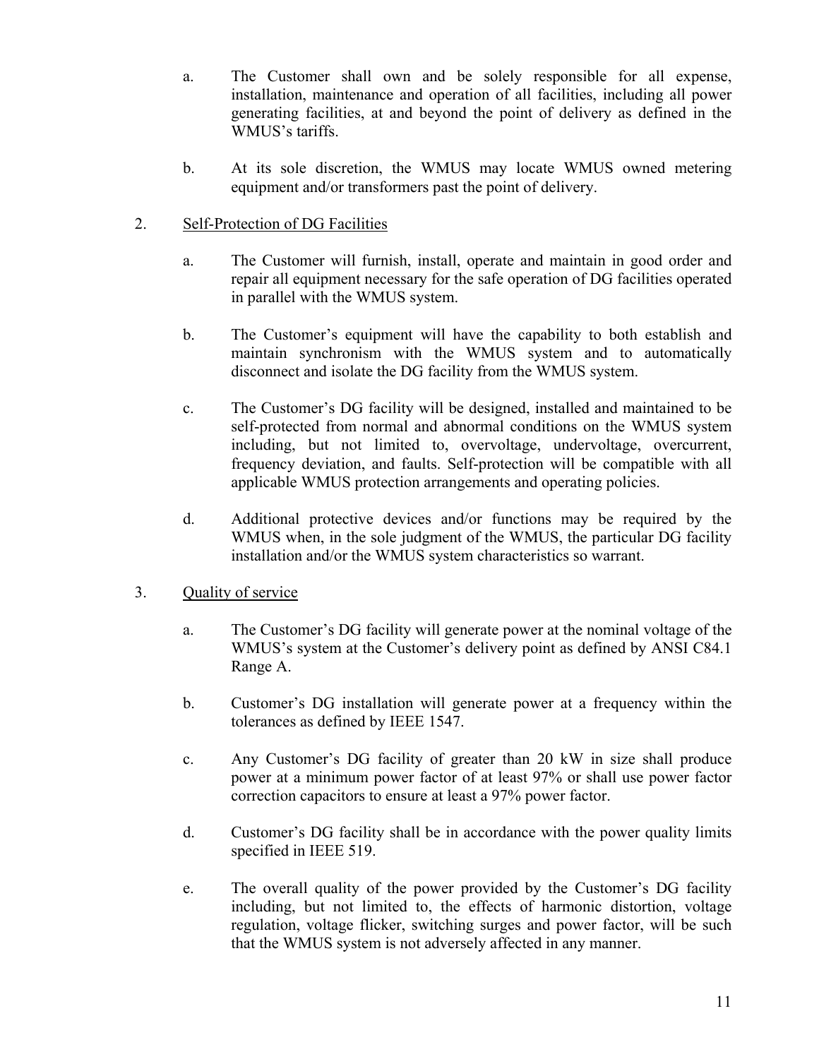a. The Customer shall own and be solely responsible for all expense, installation, maintenance and operation of all facilities, including all power generating facilities, at and beyond the point of delivery as defined in the WMUS's tariffs.

b. At its sole discretion, the WMUS may locate WMUS owned metering equipment and/or transformers past the point of delivery.

2. <u>Self-Protection of DG Facilities</u>

   a. The Customer will furnish, install, operate and maintain in good order and repair all equipment necessary for the safe operation of DG facilities operated in parallel with the WMUS system.

   b. The Customer's equipment will have the capability to both establish and maintain synchronism with the WMUS system and to automatically disconnect and isolate the DG facility from the WMUS system.

   c. The Customer's DG facility will be designed, installed and maintained to be self-protected from normal and abnormal conditions on the WMUS system including, but not limited to, overvoltage, undervoltage, overcurrent, frequency deviation, and faults. Self-protection will be compatible with all applicable WMUS protection arrangements and operating policies.

   d. Additional protective devices and/or functions may be required by the WMUS when, in the sole judgment of the WMUS, the particular DG facility installation and/or the WMUS system characteristics so warrant.

3. <u>Quality of service</u>

   a. The Customer's DG facility will generate power at the nominal voltage of the WMUS's system at the Customer's delivery point as defined by ANSI C84.1 Range A.

   b. Customer's DG installation will generate power at a frequency within the tolerances as defined by IEEE 1547.

   c. Any Customer's DG facility of greater than 20 kW in size shall produce power at a minimum power factor of at least 97% or shall use power factor correction capacitors to ensure at least a 97% power factor.

   d. Customer's DG facility shall be in accordance with the power quality limits specified in IEEE 519.

   e. The overall quality of the power provided by the Customer's DG facility including, but not limited to, the effects of harmonic distortion, voltage regulation, voltage flicker, switching surges and power factor, will be such that the WMUS system is not adversely affected in any manner.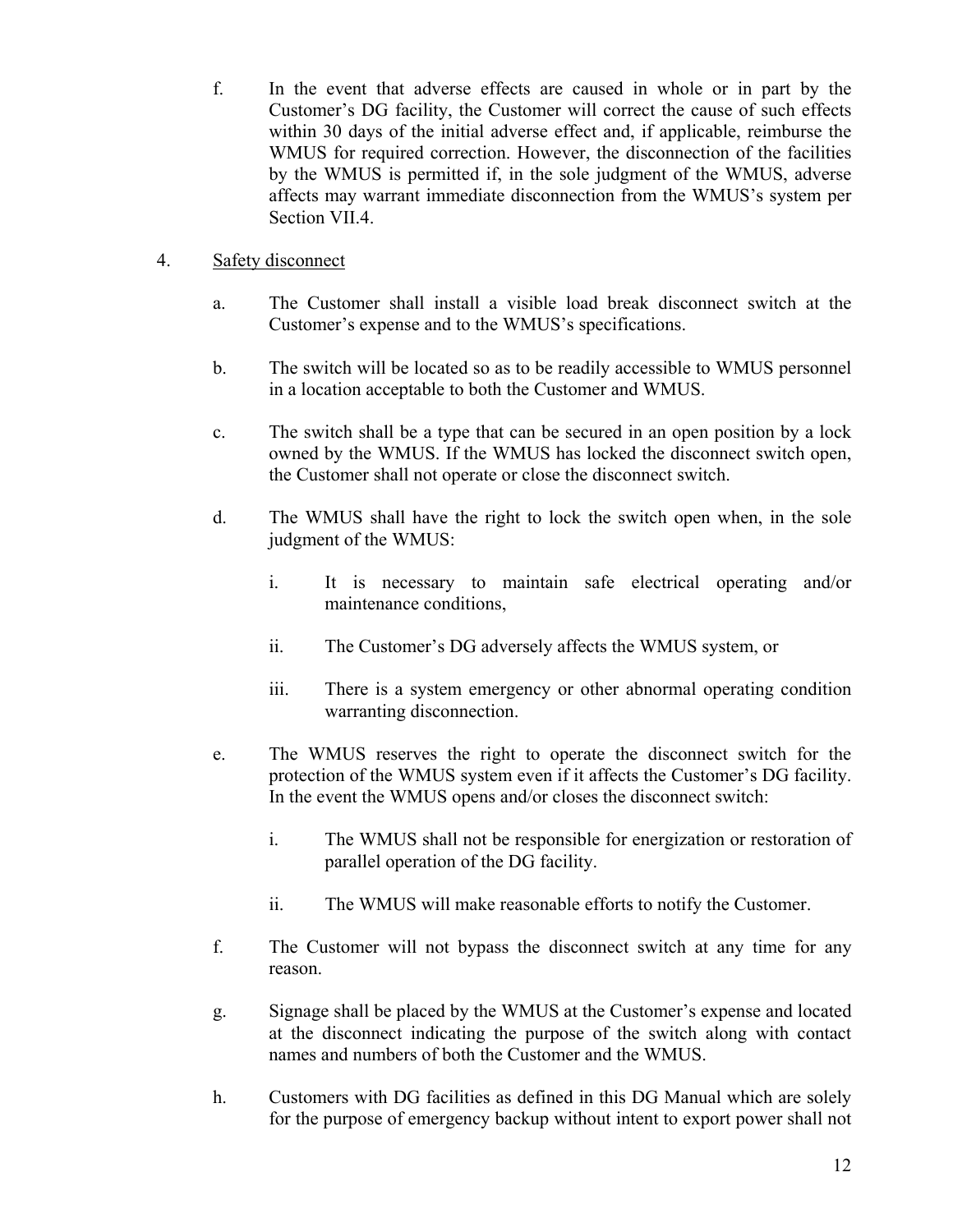f. In the event that adverse effects are caused in whole or in part by the Customer's DG facility, the Customer will correct the cause of such effects within 30 days of the initial adverse effect and, if applicable, reimburse the WMUS for required correction. However, the disconnection of the facilities by the WMUS is permitted if, in the sole judgment of the WMUS, adverse affects may warrant immediate disconnection from the WMUS's system per Section VII.4.

4. <u>Safety disconnect</u>

   a. The Customer shall install a visible load break disconnect switch at the Customer's expense and to the WMUS's specifications.

   b. The switch will be located so as to be readily accessible to WMUS personnel in a location acceptable to both the Customer and WMUS.

   c. The switch shall be a type that can be secured in an open position by a lock owned by the WMUS. If the WMUS has locked the disconnect switch open, the Customer shall not operate or close the disconnect switch.

   d. The WMUS shall have the right to lock the switch open when, in the sole judgment of the WMUS:

      i. It is necessary to maintain safe electrical operating and/or maintenance conditions,

      ii. The Customer's DG adversely affects the WMUS system, or

      iii. There is a system emergency or other abnormal operating condition warranting disconnection.

   e. The WMUS reserves the right to operate the disconnect switch for the protection of the WMUS system even if it affects the Customer's DG facility. In the event the WMUS opens and/or closes the disconnect switch:

      i. The WMUS shall not be responsible for energization or restoration of parallel operation of the DG facility.

      ii. The WMUS will make reasonable efforts to notify the Customer.

   f. The Customer will not bypass the disconnect switch at any time for any reason.

   g. Signage shall be placed by the WMUS at the Customer's expense and located at the disconnect indicating the purpose of the switch along with contact names and numbers of both the Customer and the WMUS.

   h. Customers with DG facilities as defined in this DG Manual which are solely for the purpose of emergency backup without intent to export power shall not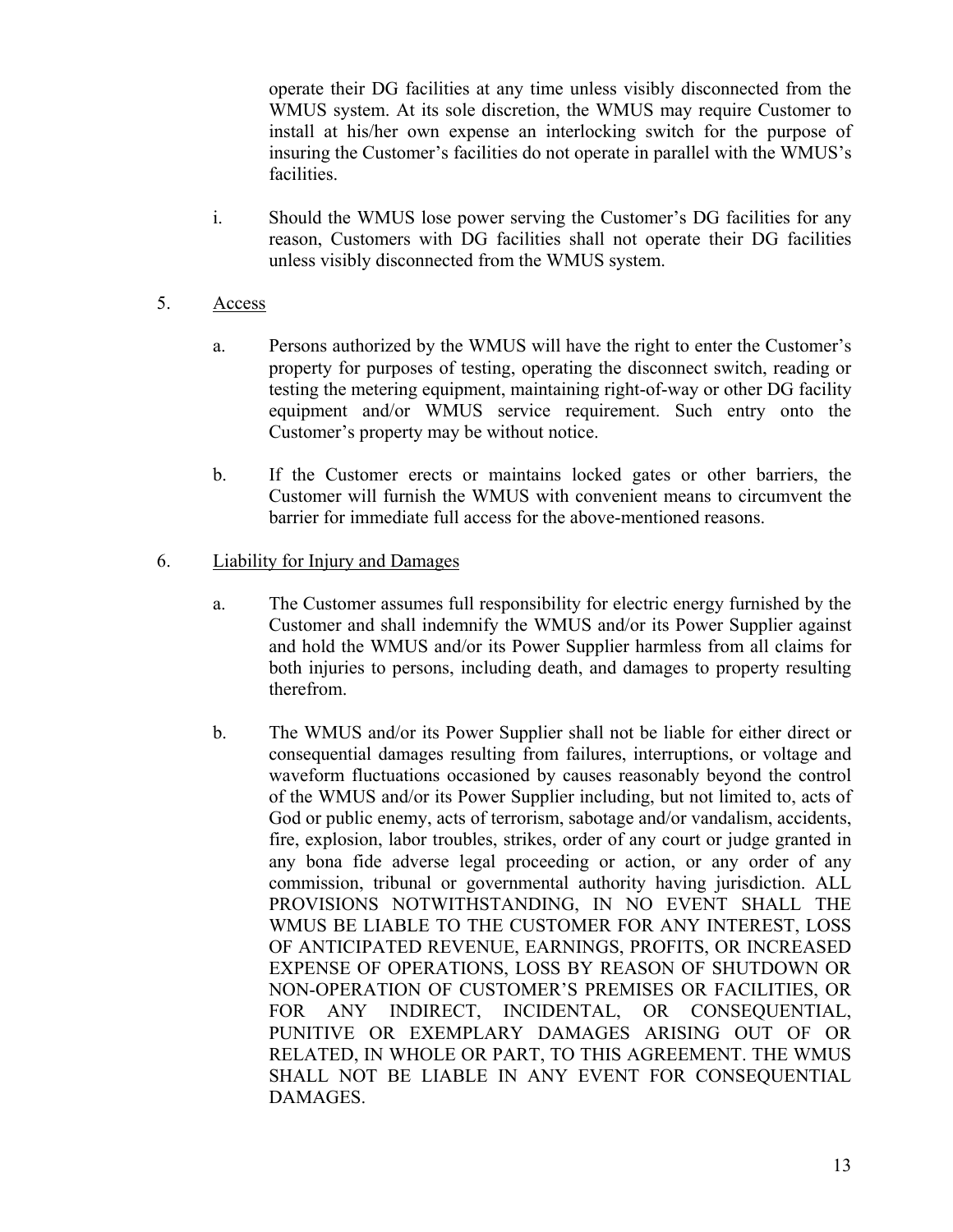operate their DG facilities at any time unless visibly disconnected from the WMUS system. At its sole discretion, the WMUS may require Customer to install at his/her own expense an interlocking switch for the purpose of insuring the Customer's facilities do not operate in parallel with the WMUS's facilities.

i. Should the WMUS lose power serving the Customer's DG facilities for any reason, Customers with DG facilities shall not operate their DG facilities unless visibly disconnected from the WMUS system.

5. Access

a. Persons authorized by the WMUS will have the right to enter the Customer's property for purposes of testing, operating the disconnect switch, reading or testing the metering equipment, maintaining right-of-way or other DG facility equipment and/or WMUS service requirement. Such entry onto the Customer's property may be without notice.

b. If the Customer erects or maintains locked gates or other barriers, the Customer will furnish the WMUS with convenient means to circumvent the barrier for immediate full access for the above-mentioned reasons.

6. Liability for Injury and Damages

a. The Customer assumes full responsibility for electric energy furnished by the Customer and shall indemnify the WMUS and/or its Power Supplier against and hold the WMUS and/or its Power Supplier harmless from all claims for both injuries to persons, including death, and damages to property resulting therefrom.

b. The WMUS and/or its Power Supplier shall not be liable for either direct or consequential damages resulting from failures, interruptions, or voltage and waveform fluctuations occasioned by causes reasonably beyond the control of the WMUS and/or its Power Supplier including, but not limited to, acts of God or public enemy, acts of terrorism, sabotage and/or vandalism, accidents, fire, explosion, labor troubles, strikes, order of any court or judge granted in any bona fide adverse legal proceeding or action, or any order of any commission, tribunal or governmental authority having jurisdiction. ALL PROVISIONS NOTWITHSTANDING, IN NO EVENT SHALL THE WMUS BE LIABLE TO THE CUSTOMER FOR ANY INTEREST, LOSS OF ANTICIPATED REVENUE, EARNINGS, PROFITS, OR INCREASED EXPENSE OF OPERATIONS, LOSS BY REASON OF SHUTDOWN OR NON-OPERATION OF CUSTOMER'S PREMISES OR FACILITIES, OR FOR ANY INDIRECT, INCIDENTAL, OR CONSEQUENTIAL, PUNITIVE OR EXEMPLARY DAMAGES ARISING OUT OF OR RELATED, IN WHOLE OR PART, TO THIS AGREEMENT. THE WMUS SHALL NOT BE LIABLE IN ANY EVENT FOR CONSEQUENTIAL DAMAGES.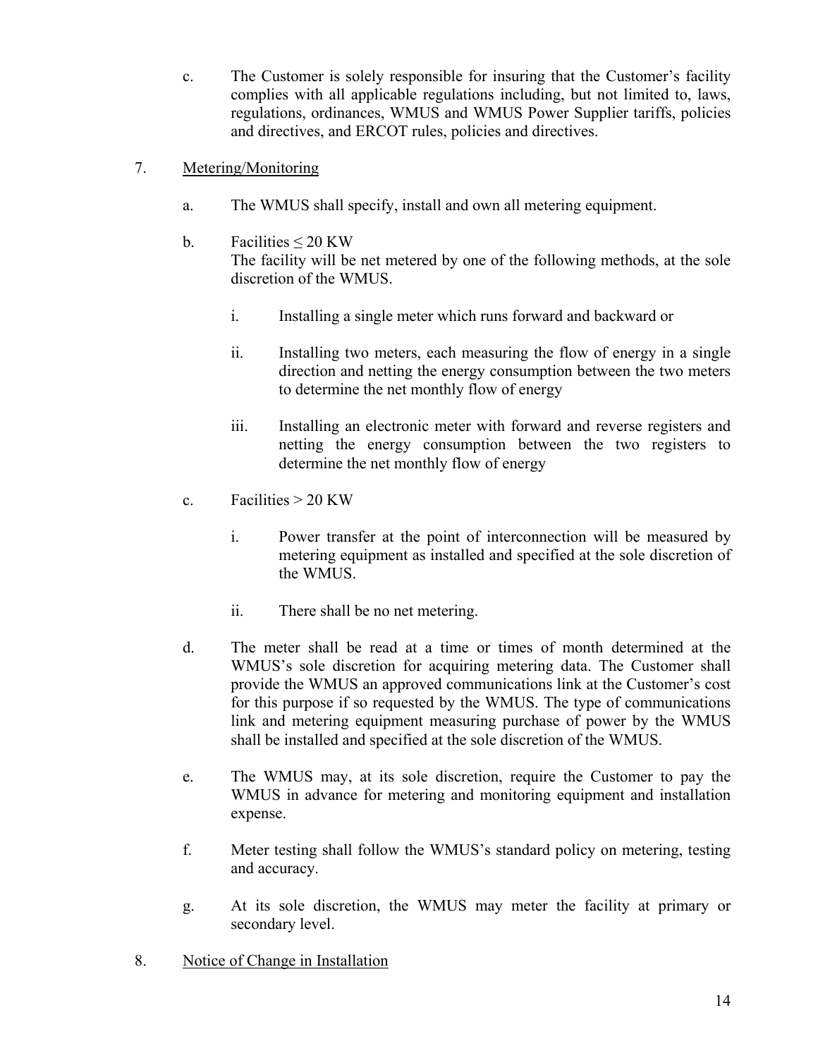c. The Customer is solely responsible for insuring that the Customer's facility complies with all applicable regulations including, but not limited to, laws, regulations, ordinances, WMUS and WMUS Power Supplier tariffs, policies and directives, and ERCOT rules, policies and directives.

7. <u>Metering/Monitoring</u>

   a. The WMUS shall specify, install and own all metering equipment.

   b. Facilities ≤ 20 KW
   The facility will be net metered by one of the following methods, at the sole discretion of the WMUS.

      i. Installing a single meter which runs forward and backward or

      ii. Installing two meters, each measuring the flow of energy in a single direction and netting the energy consumption between the two meters to determine the net monthly flow of energy

      iii. Installing an electronic meter with forward and reverse registers and netting the energy consumption between the two registers to determine the net monthly flow of energy

   c. Facilities > 20 KW

      i. Power transfer at the point of interconnection will be measured by metering equipment as installed and specified at the sole discretion of the WMUS.

      ii. There shall be no net metering.

   d. The meter shall be read at a time or times of month determined at the WMUS's sole discretion for acquiring metering data. The Customer shall provide the WMUS an approved communications link at the Customer's cost for this purpose if so requested by the WMUS. The type of communications link and metering equipment measuring purchase of power by the WMUS shall be installed and specified at the sole discretion of the WMUS.

   e. The WMUS may, at its sole discretion, require the Customer to pay the WMUS in advance for metering and monitoring equipment and installation expense.

   f. Meter testing shall follow the WMUS's standard policy on metering, testing and accuracy.

   g. At its sole discretion, the WMUS may meter the facility at primary or secondary level.

8. <u>Notice of Change in Installation</u>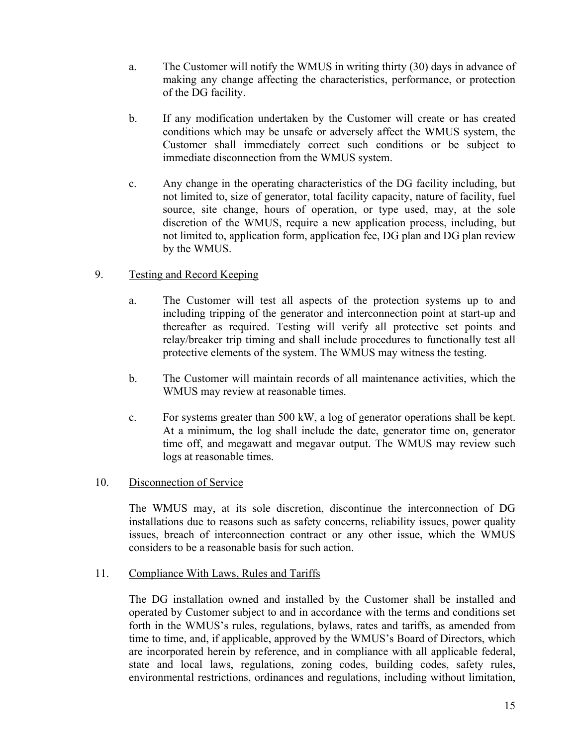a. The Customer will notify the WMUS in writing thirty (30) days in advance of making any change affecting the characteristics, performance, or protection of the DG facility.

b. If any modification undertaken by the Customer will create or has created conditions which may be unsafe or adversely affect the WMUS system, the Customer shall immediately correct such conditions or be subject to immediate disconnection from the WMUS system.

c. Any change in the operating characteristics of the DG facility including, but not limited to, size of generator, total facility capacity, nature of facility, fuel source, site change, hours of operation, or type used, may, at the sole discretion of the WMUS, require a new application process, including, but not limited to, application form, application fee, DG plan and DG plan review by the WMUS.

9. <u>Testing and Record Keeping</u>

a. The Customer will test all aspects of the protection systems up to and including tripping of the generator and interconnection point at start-up and thereafter as required. Testing will verify all protective set points and relay/breaker trip timing and shall include procedures to functionally test all protective elements of the system. The WMUS may witness the testing.

b. The Customer will maintain records of all maintenance activities, which the WMUS may review at reasonable times.

c. For systems greater than 500 kW, a log of generator operations shall be kept. At a minimum, the log shall include the date, generator time on, generator time off, and megawatt and megavar output. The WMUS may review such logs at reasonable times.

10. <u>Disconnection of Service</u>

The WMUS may, at its sole discretion, discontinue the interconnection of DG installations due to reasons such as safety concerns, reliability issues, power quality issues, breach of interconnection contract or any other issue, which the WMUS considers to be a reasonable basis for such action.

11. <u>Compliance With Laws, Rules and Tariffs</u>

The DG installation owned and installed by the Customer shall be installed and operated by Customer subject to and in accordance with the terms and conditions set forth in the WMUS's rules, regulations, bylaws, rates and tariffs, as amended from time to time, and, if applicable, approved by the WMUS's Board of Directors, which are incorporated herein by reference, and in compliance with all applicable federal, state and local laws, regulations, zoning codes, building codes, safety rules, environmental restrictions, ordinances and regulations, including without limitation,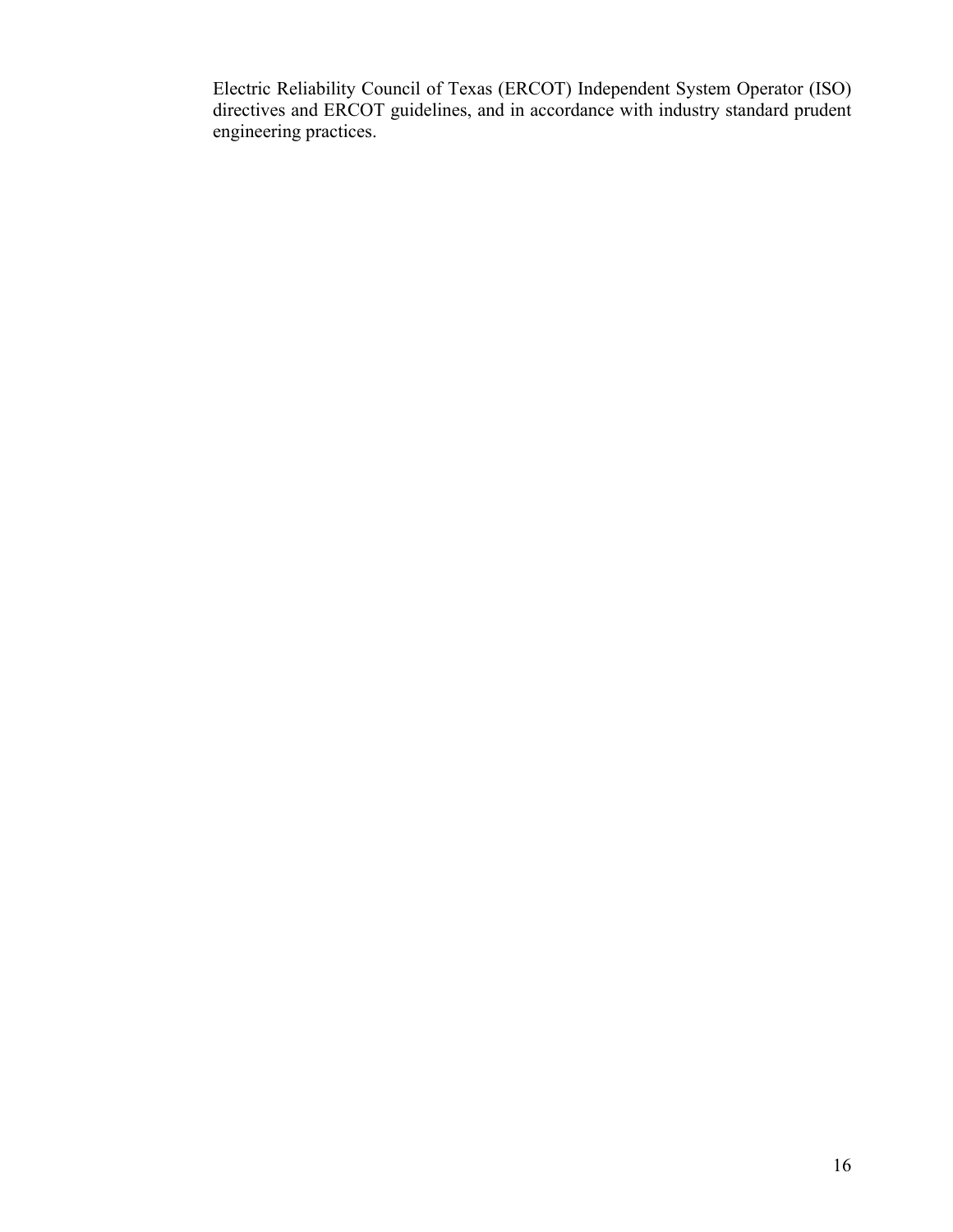Electric Reliability Council of Texas (ERCOT) Independent System Operator (ISO) directives and ERCOT guidelines, and in accordance with industry standard prudent engineering practices.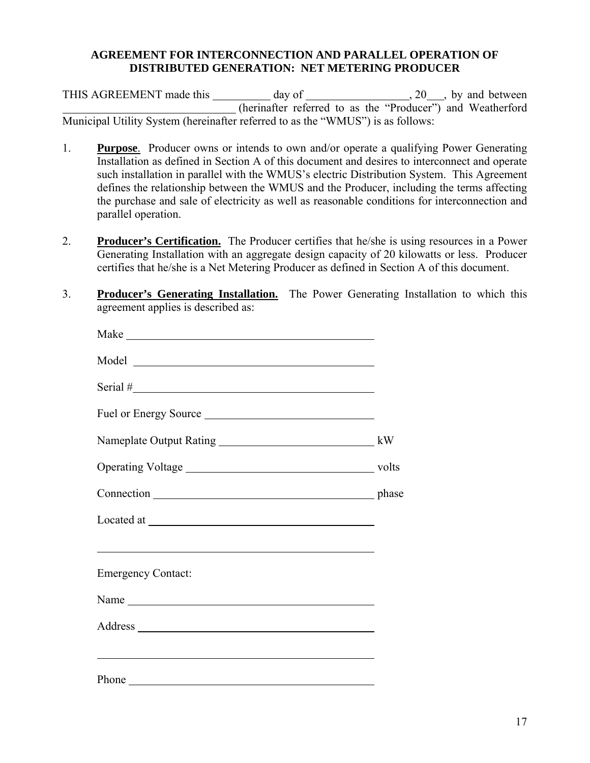**AGREEMENT FOR INTERCONNECTION AND PARALLEL OPERATION OF DISTRIBUTED GENERATION: NET METERING PRODUCER**

THIS AGREEMENT made this __________ day of _________________, 20___, by and between _____________________________ (herinafter referred to as the "Producer") and Weatherford Municipal Utility System (hereinafter referred to as the "WMUS") is as follows:

1. **Purpose**. Producer owns or intends to own and/or operate a qualifying Power Generating Installation as defined in Section A of this document and desires to interconnect and operate such installation in parallel with the WMUS's electric Distribution System. This Agreement defines the relationship between the WMUS and the Producer, including the terms affecting the purchase and sale of electricity as well as reasonable conditions for interconnection and parallel operation.

2. **Producer's Certification.** The Producer certifies that he/she is using resources in a Power Generating Installation with an aggregate design capacity of 20 kilowatts or less. Producer certifies that he/she is a Net Metering Producer as defined in Section A of this document.

3. **Producer's Generating Installation.** The Power Generating Installation to which this agreement applies is described as:

   Make ____________________________________________

   Model ___________________________________________

   Serial #__________________________________________

   Fuel or Energy Source _____________________________

   Nameplate Output Rating ___________________________ kW

   Operating Voltage _________________________________ volts

   Connection ______________________________________ phase

   Located at _______________________________________

   ________________________________________________

   Emergency Contact:

   Name ___________________________________________

   Address _________________________________________

   ________________________________________________

   Phone ___________________________________________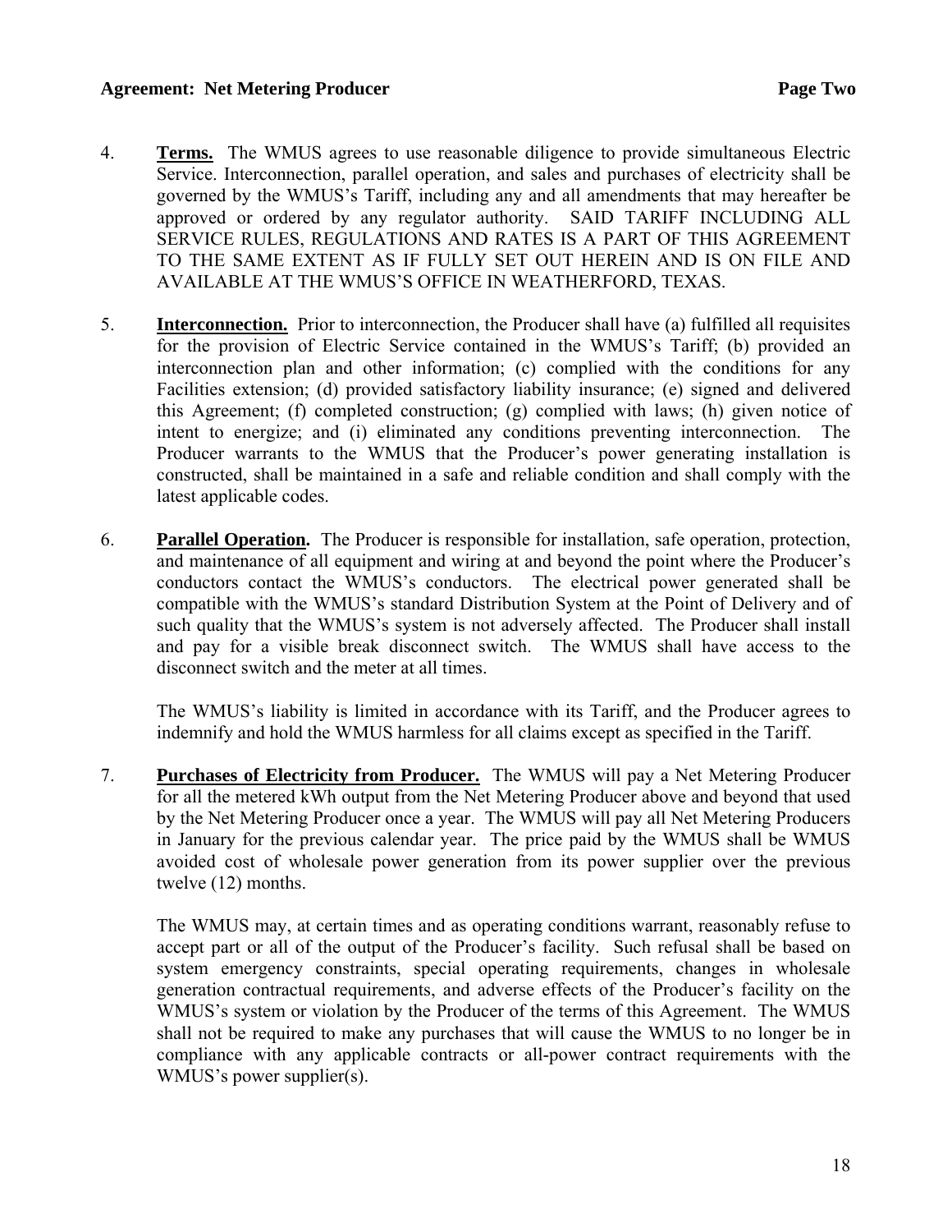4. **Terms.** The WMUS agrees to use reasonable diligence to provide simultaneous Electric Service. Interconnection, parallel operation, and sales and purchases of electricity shall be governed by the WMUS's Tariff, including any and all amendments that may hereafter be approved or ordered by any regulator authority. SAID TARIFF INCLUDING ALL SERVICE RULES, REGULATIONS AND RATES IS A PART OF THIS AGREEMENT TO THE SAME EXTENT AS IF FULLY SET OUT HEREIN AND IS ON FILE AND AVAILABLE AT THE WMUS'S OFFICE IN WEATHERFORD, TEXAS.

5. **Interconnection.** Prior to interconnection, the Producer shall have (a) fulfilled all requisites for the provision of Electric Service contained in the WMUS's Tariff; (b) provided an interconnection plan and other information; (c) complied with the conditions for any Facilities extension; (d) provided satisfactory liability insurance; (e) signed and delivered this Agreement; (f) completed construction; (g) complied with laws; (h) given notice of intent to energize; and (i) eliminated any conditions preventing interconnection. The Producer warrants to the WMUS that the Producer's power generating installation is constructed, shall be maintained in a safe and reliable condition and shall comply with the latest applicable codes.

6. **Parallel Operation.** The Producer is responsible for installation, safe operation, protection, and maintenance of all equipment and wiring at and beyond the point where the Producer's conductors contact the WMUS's conductors. The electrical power generated shall be compatible with the WMUS's standard Distribution System at the Point of Delivery and of such quality that the WMUS's system is not adversely affected. The Producer shall install and pay for a visible break disconnect switch. The WMUS shall have access to the disconnect switch and the meter at all times.

   The WMUS's liability is limited in accordance with its Tariff, and the Producer agrees to indemnify and hold the WMUS harmless for all claims except as specified in the Tariff.

7. **Purchases of Electricity from Producer.** The WMUS will pay a Net Metering Producer for all the metered kWh output from the Net Metering Producer above and beyond that used by the Net Metering Producer once a year. The WMUS will pay all Net Metering Producers in January for the previous calendar year. The price paid by the WMUS shall be WMUS avoided cost of wholesale power generation from its power supplier over the previous twelve (12) months.

   The WMUS may, at certain times and as operating conditions warrant, reasonably refuse to accept part or all of the output of the Producer's facility. Such refusal shall be based on system emergency constraints, special operating requirements, changes in wholesale generation contractual requirements, and adverse effects of the Producer's facility on the WMUS's system or violation by the Producer of the terms of this Agreement. The WMUS shall not be required to make any purchases that will cause the WMUS to no longer be in compliance with any applicable contracts or all-power contract requirements with the WMUS's power supplier(s).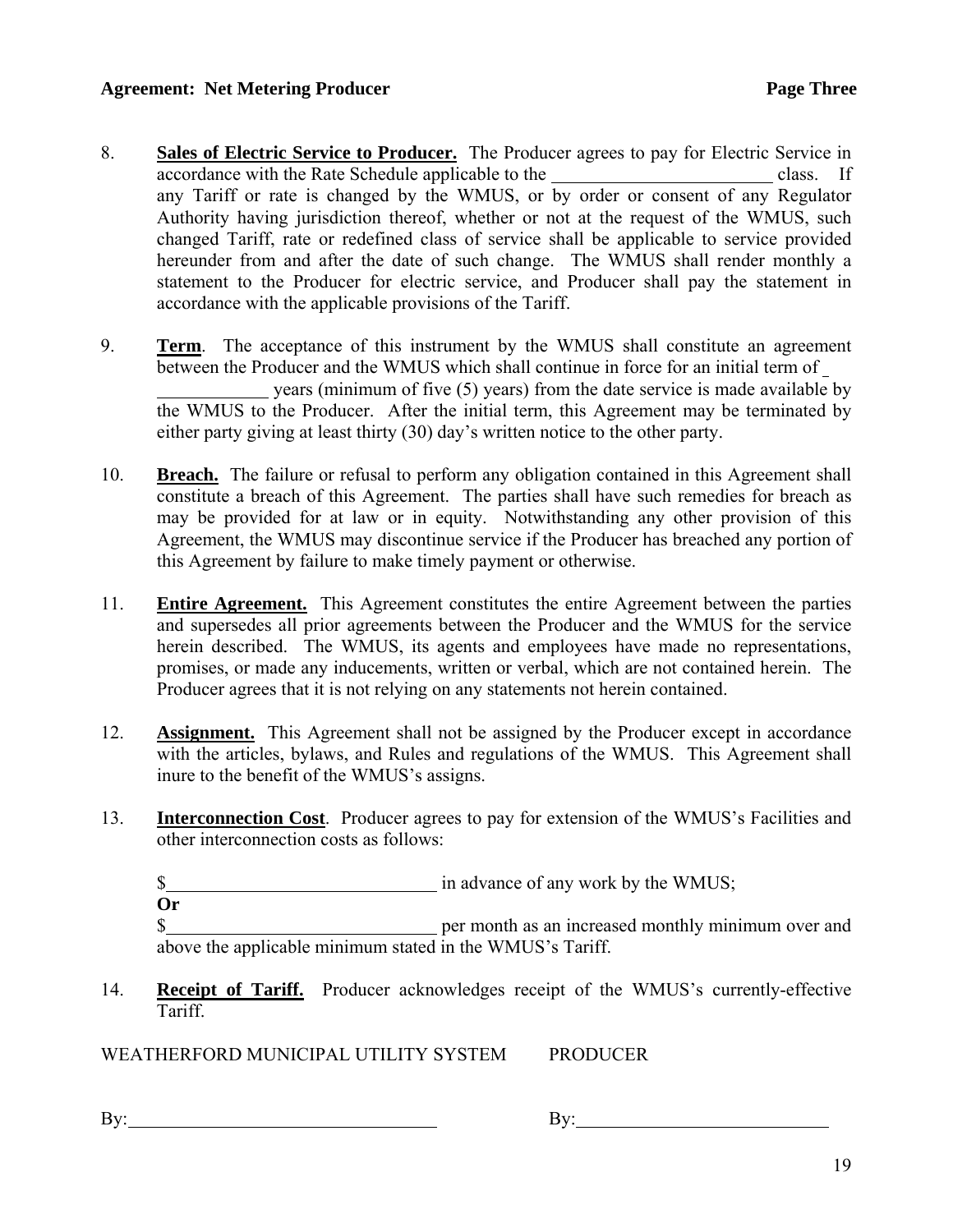8. **Sales of Electric Service to Producer.** The Producer agrees to pay for Electric Service in accordance with the Rate Schedule applicable to the ________________________ class. If any Tariff or rate is changed by the WMUS, or by order or consent of any Regulator Authority having jurisdiction thereof, whether or not at the request of the WMUS, such changed Tariff, rate or redefined class of service shall be applicable to service provided hereunder from and after the date of such change. The WMUS shall render monthly a statement to the Producer for electric service, and Producer shall pay the statement in accordance with the applicable provisions of the Tariff.

9. **Term**. The acceptance of this instrument by the WMUS shall constitute an agreement between the Producer and the WMUS which shall continue in force for an initial term of ____________ years (minimum of five (5) years) from the date service is made available by the WMUS to the Producer. After the initial term, this Agreement may be terminated by either party giving at least thirty (30) day's written notice to the other party.

10. **Breach.** The failure or refusal to perform any obligation contained in this Agreement shall constitute a breach of this Agreement. The parties shall have such remedies for breach as may be provided for at law or in equity. Notwithstanding any other provision of this Agreement, the WMUS may discontinue service if the Producer has breached any portion of this Agreement by failure to make timely payment or otherwise.

11. **Entire Agreement.** This Agreement constitutes the entire Agreement between the parties and supersedes all prior agreements between the Producer and the WMUS for the service herein described. The WMUS, its agents and employees have made no representations, promises, or made any inducements, written or verbal, which are not contained herein. The Producer agrees that it is not relying on any statements not herein contained.

12. **Assignment.** This Agreement shall not be assigned by the Producer except in accordance with the articles, bylaws, and Rules and regulations of the WMUS. This Agreement shall inure to the benefit of the WMUS's assigns.

13. **Interconnection Cost**. Producer agrees to pay for extension of the WMUS's Facilities and other interconnection costs as follows:

    $______________________________ in advance of any work by the WMUS;
    **Or**
    $______________________________ per month as an increased monthly minimum over and above the applicable minimum stated in the WMUS's Tariff.

14. **Receipt of Tariff.** Producer acknowledges receipt of the WMUS's currently-effective Tariff.

WEATHERFORD MUNICIPAL UTILITY SYSTEM          PRODUCER

By:________________________________          By:___________________________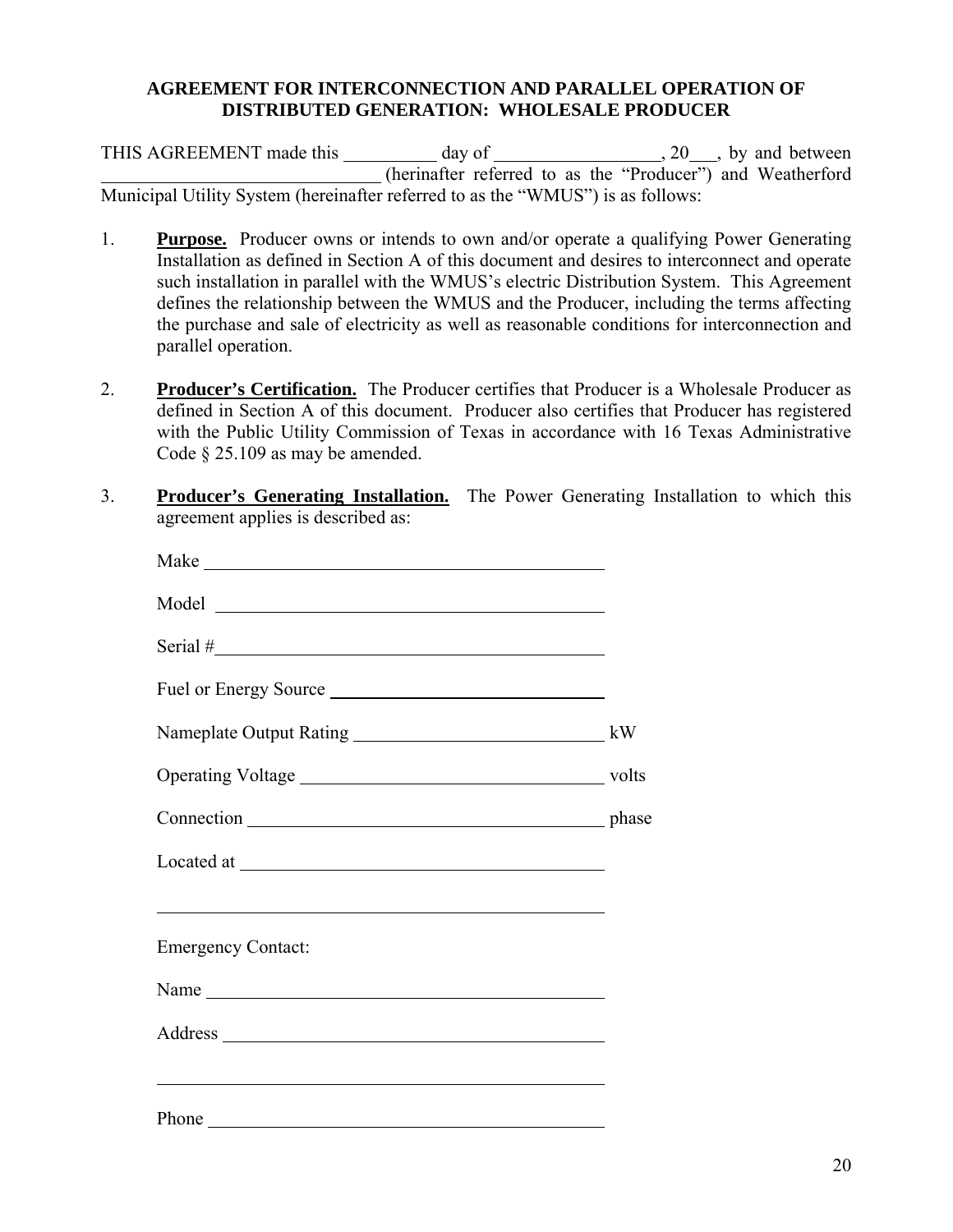**AGREEMENT FOR INTERCONNECTION AND PARALLEL OPERATION OF DISTRIBUTED GENERATION: WHOLESALE PRODUCER**

THIS AGREEMENT made this __________ day of __________________, 20___, by and between ______________________________ (herinafter referred to as the "Producer") and Weatherford Municipal Utility System (hereinafter referred to as the "WMUS") is as follows:

1. **Purpose.** Producer owns or intends to own and/or operate a qualifying Power Generating Installation as defined in Section A of this document and desires to interconnect and operate such installation in parallel with the WMUS's electric Distribution System. This Agreement defines the relationship between the WMUS and the Producer, including the terms affecting the purchase and sale of electricity as well as reasonable conditions for interconnection and parallel operation.

2. **Producer's Certification.** The Producer certifies that Producer is a Wholesale Producer as defined in Section A of this document. Producer also certifies that Producer has registered with the Public Utility Commission of Texas in accordance with 16 Texas Administrative Code § 25.109 as may be amended.

3. **Producer's Generating Installation.** The Power Generating Installation to which this agreement applies is described as:

   Make ____________________________________________

   Model ___________________________________________

   Serial #__________________________________________

   Fuel or Energy Source ______________________________

   Nameplate Output Rating ___________________________ kW

   Operating Voltage ________________________________ volts

   Connection _____________________________________ phase

   Located at _______________________________________

   _________________________________________________

   Emergency Contact:

   Name ____________________________________________

   Address __________________________________________

   _________________________________________________

   Phone ____________________________________________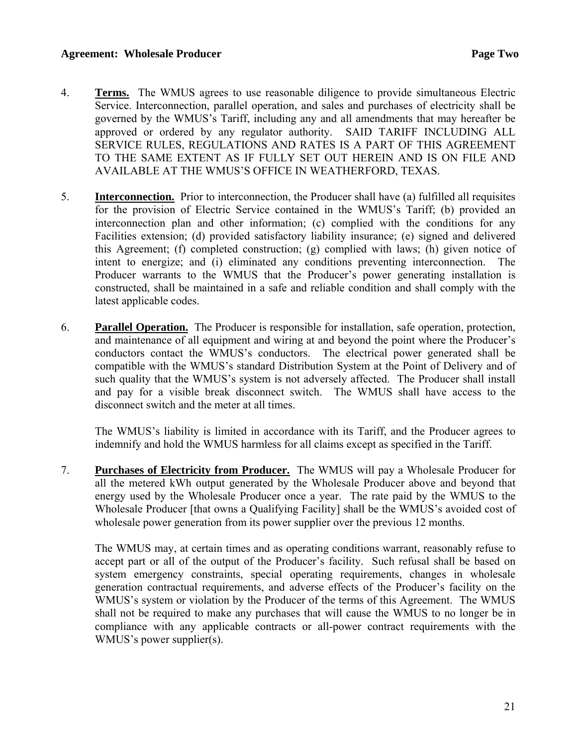4. **Terms.** The WMUS agrees to use reasonable diligence to provide simultaneous Electric Service. Interconnection, parallel operation, and sales and purchases of electricity shall be governed by the WMUS's Tariff, including any and all amendments that may hereafter be approved or ordered by any regulator authority. SAID TARIFF INCLUDING ALL SERVICE RULES, REGULATIONS AND RATES IS A PART OF THIS AGREEMENT TO THE SAME EXTENT AS IF FULLY SET OUT HEREIN AND IS ON FILE AND AVAILABLE AT THE WMUS'S OFFICE IN WEATHERFORD, TEXAS.

5. **Interconnection.** Prior to interconnection, the Producer shall have (a) fulfilled all requisites for the provision of Electric Service contained in the WMUS's Tariff; (b) provided an interconnection plan and other information; (c) complied with the conditions for any Facilities extension; (d) provided satisfactory liability insurance; (e) signed and delivered this Agreement; (f) completed construction; (g) complied with laws; (h) given notice of intent to energize; and (i) eliminated any conditions preventing interconnection. The Producer warrants to the WMUS that the Producer's power generating installation is constructed, shall be maintained in a safe and reliable condition and shall comply with the latest applicable codes.

6. **Parallel Operation.** The Producer is responsible for installation, safe operation, protection, and maintenance of all equipment and wiring at and beyond the point where the Producer's conductors contact the WMUS's conductors. The electrical power generated shall be compatible with the WMUS's standard Distribution System at the Point of Delivery and of such quality that the WMUS's system is not adversely affected. The Producer shall install and pay for a visible break disconnect switch. The WMUS shall have access to the disconnect switch and the meter at all times.

   The WMUS's liability is limited in accordance with its Tariff, and the Producer agrees to indemnify and hold the WMUS harmless for all claims except as specified in the Tariff.

7. **Purchases of Electricity from Producer.** The WMUS will pay a Wholesale Producer for all the metered kWh output generated by the Wholesale Producer above and beyond that energy used by the Wholesale Producer once a year. The rate paid by the WMUS to the Wholesale Producer [that owns a Qualifying Facility] shall be the WMUS's avoided cost of wholesale power generation from its power supplier over the previous 12 months.

   The WMUS may, at certain times and as operating conditions warrant, reasonably refuse to accept part or all of the output of the Producer's facility. Such refusal shall be based on system emergency constraints, special operating requirements, changes in wholesale generation contractual requirements, and adverse effects of the Producer's facility on the WMUS's system or violation by the Producer of the terms of this Agreement. The WMUS shall not be required to make any purchases that will cause the WMUS to no longer be in compliance with any applicable contracts or all-power contract requirements with the WMUS's power supplier(s).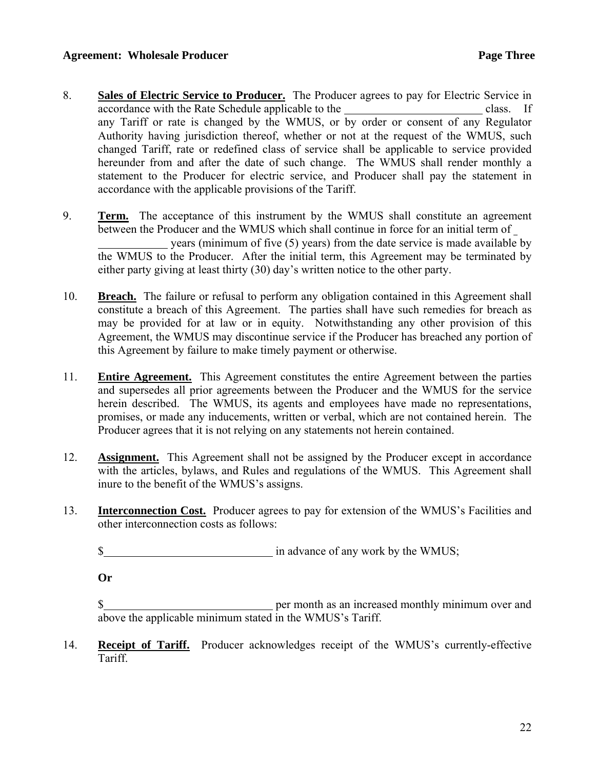8. **Sales of Electric Service to Producer.** The Producer agrees to pay for Electric Service in accordance with the Rate Schedule applicable to the ________________________ class. If any Tariff or rate is changed by the WMUS, or by order or consent of any Regulator Authority having jurisdiction thereof, whether or not at the request of the WMUS, such changed Tariff, rate or redefined class of service shall be applicable to service provided hereunder from and after the date of such change. The WMUS shall render monthly a statement to the Producer for electric service, and Producer shall pay the statement in accordance with the applicable provisions of the Tariff.

9. **Term.** The acceptance of this instrument by the WMUS shall constitute an agreement between the Producer and the WMUS which shall continue in force for an initial term of ____________ years (minimum of five (5) years) from the date service is made available by the WMUS to the Producer. After the initial term, this Agreement may be terminated by either party giving at least thirty (30) day's written notice to the other party.

10. **Breach.** The failure or refusal to perform any obligation contained in this Agreement shall constitute a breach of this Agreement. The parties shall have such remedies for breach as may be provided for at law or in equity. Notwithstanding any other provision of this Agreement, the WMUS may discontinue service if the Producer has breached any portion of this Agreement by failure to make timely payment or otherwise.

11. **Entire Agreement.** This Agreement constitutes the entire Agreement between the parties and supersedes all prior agreements between the Producer and the WMUS for the service herein described. The WMUS, its agents and employees have made no representations, promises, or made any inducements, written or verbal, which are not contained herein. The Producer agrees that it is not relying on any statements not herein contained.

12. **Assignment.** This Agreement shall not be assigned by the Producer except in accordance with the articles, bylaws, and Rules and regulations of the WMUS. This Agreement shall inure to the benefit of the WMUS's assigns.

13. **Interconnection Cost.** Producer agrees to pay for extension of the WMUS's Facilities and other interconnection costs as follows:

    $_____________________________ in advance of any work by the WMUS;

    **Or**

    $_____________________________ per month as an increased monthly minimum over and above the applicable minimum stated in the WMUS's Tariff.

14. **Receipt of Tariff.** Producer acknowledges receipt of the WMUS's currently-effective Tariff.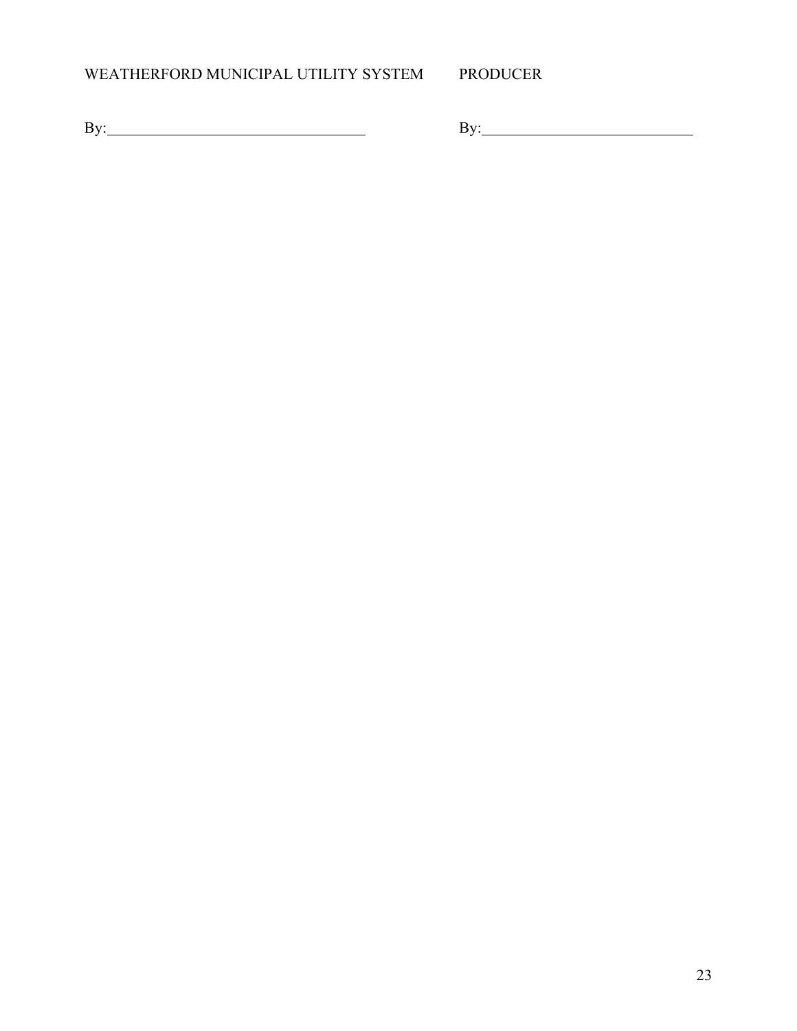| WEATHERFORD MUNICIPAL UTILITY SYSTEM | PRODUCER |
|---|---|
| By:______________________________ | By:__________________________ |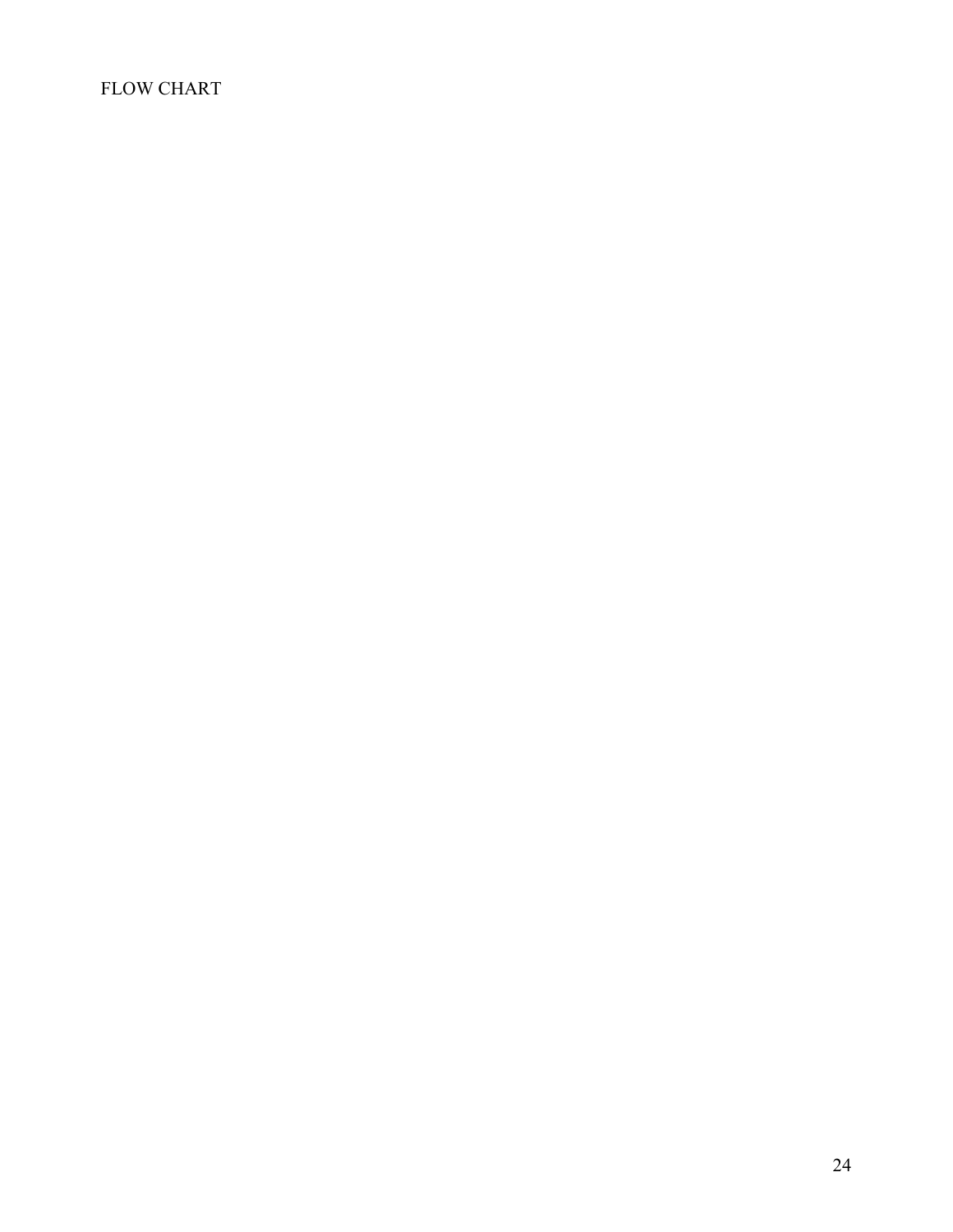FLOW CHART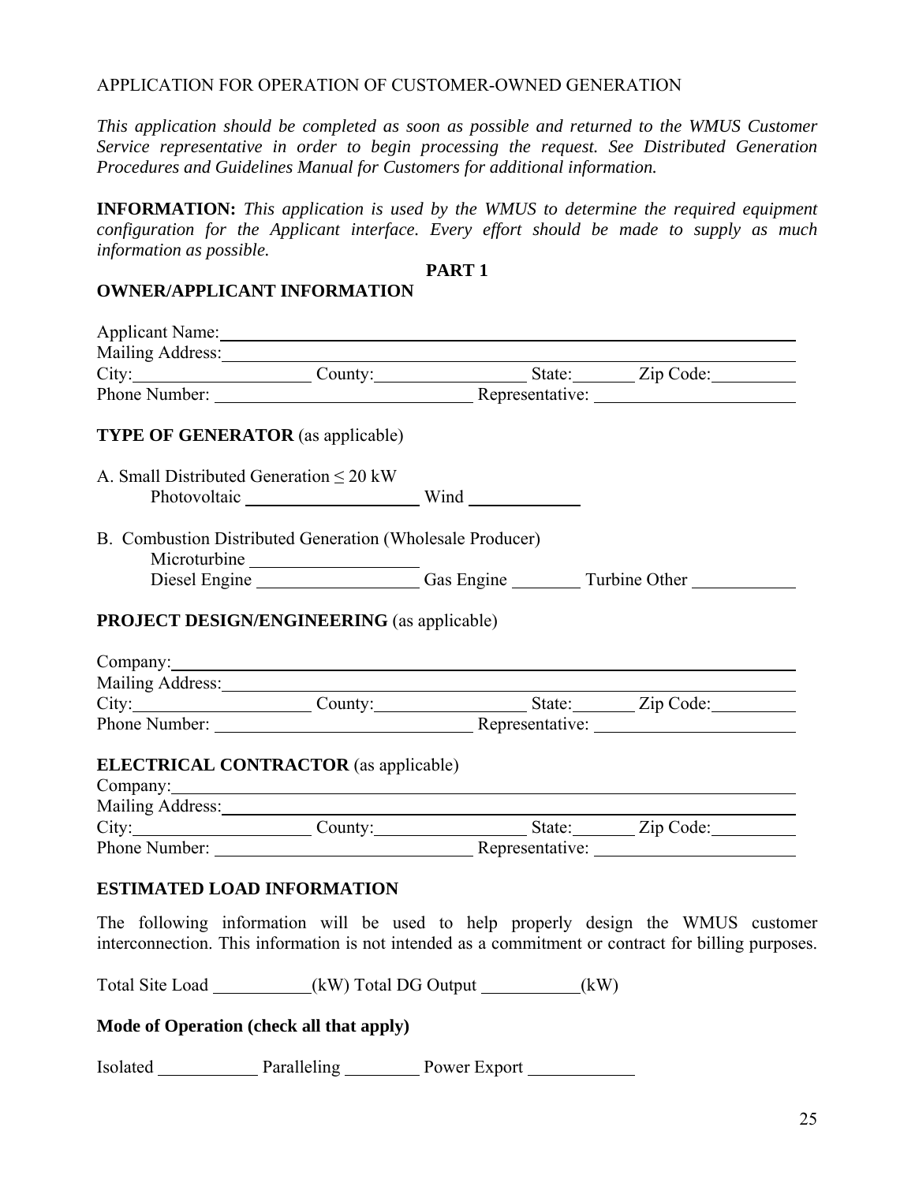APPLICATION FOR OPERATION OF CUSTOMER-OWNED GENERATION

*This application should be completed as soon as possible and returned to the WMUS Customer Service representative in order to begin processing the request. See Distributed Generation Procedures and Guidelines Manual for Customers for additional information.*

**INFORMATION:** *This application is used by the WMUS to determine the required equipment configuration for the Applicant interface. Every effort should be made to supply as much information as possible.*

**PART 1**

**OWNER/APPLICANT INFORMATION**

Applicant Name: ____________________________________________

Mailing Address: ____________________________________________

City: ________________ County: ______________ State: ______ Zip Code: ________

Phone Number: ________________________ Representative: ____________________

**TYPE OF GENERATOR** (as applicable)

A. Small Distributed Generation ≤ 20 kW

Photovoltaic ________________ Wind __________

B. Combustion Distributed Generation (Wholesale Producer)

Microturbine ________________

Diesel Engine ________________ Gas Engine _______ Turbine Other __________

**PROJECT DESIGN/ENGINEERING** (as applicable)

Company: ____________________________________________

Mailing Address: ____________________________________________

City: ________________ County: ______________ State: ______ Zip Code: ________

Phone Number: ________________________ Representative: ____________________

**ELECTRICAL CONTRACTOR** (as applicable)

Company: ____________________________________________

Mailing Address: ____________________________________________

City: ________________ County: ______________ State: ______ Zip Code: ________

Phone Number: ________________________ Representative: ____________________

**ESTIMATED LOAD INFORMATION**

The following information will be used to help properly design the WMUS customer interconnection. This information is not intended as a commitment or contract for billing purposes.

Total Site Load __________(kW) Total DG Output __________(kW)

**Mode of Operation (check all that apply)**

Isolated __________ Paralleling ________ Power Export __________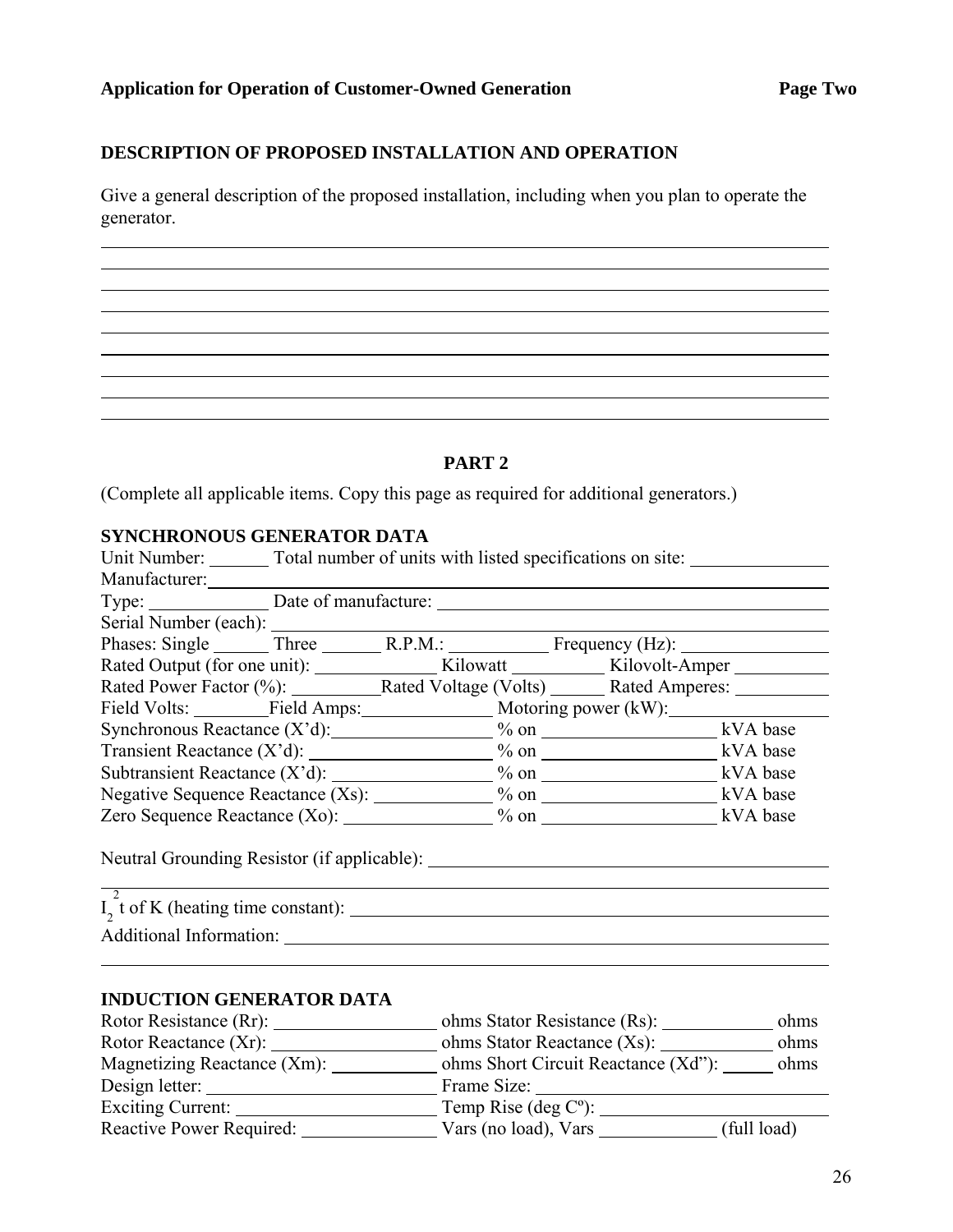**Application for Operation of Customer-Owned Generation**

## DESCRIPTION OF PROPOSED INSTALLATION AND OPERATION

Give a general description of the proposed installation, including when you plan to operate the generator.

\_\_\_\_\_\_\_\_\_\_\_\_\_\_\_\_\_\_\_\_\_\_\_\_\_\_\_\_\_\_\_\_\_\_\_\_\_\_\_\_\_\_\_\_\_\_\_\_\_\_\_\_\_\_\_\_\_\_\_\_\_\_\_\_\_\_\_\_\_\_\_\_

\_\_\_\_\_\_\_\_\_\_\_\_\_\_\_\_\_\_\_\_\_\_\_\_\_\_\_\_\_\_\_\_\_\_\_\_\_\_\_\_\_\_\_\_\_\_\_\_\_\_\_\_\_\_\_\_\_\_\_\_\_\_\_\_\_\_\_\_\_\_\_\_

\_\_\_\_\_\_\_\_\_\_\_\_\_\_\_\_\_\_\_\_\_\_\_\_\_\_\_\_\_\_\_\_\_\_\_\_\_\_\_\_\_\_\_\_\_\_\_\_\_\_\_\_\_\_\_\_\_\_\_\_\_\_\_\_\_\_\_\_\_\_\_\_

\_\_\_\_\_\_\_\_\_\_\_\_\_\_\_\_\_\_\_\_\_\_\_\_\_\_\_\_\_\_\_\_\_\_\_\_\_\_\_\_\_\_\_\_\_\_\_\_\_\_\_\_\_\_\_\_\_\_\_\_\_\_\_\_\_\_\_\_\_\_\_\_

\_\_\_\_\_\_\_\_\_\_\_\_\_\_\_\_\_\_\_\_\_\_\_\_\_\_\_\_\_\_\_\_\_\_\_\_\_\_\_\_\_\_\_\_\_\_\_\_\_\_\_\_\_\_\_\_\_\_\_\_\_\_\_\_\_\_\_\_\_\_\_\_

\_\_\_\_\_\_\_\_\_\_\_\_\_\_\_\_\_\_\_\_\_\_\_\_\_\_\_\_\_\_\_\_\_\_\_\_\_\_\_\_\_\_\_\_\_\_\_\_\_\_\_\_\_\_\_\_\_\_\_\_\_\_\_\_\_\_\_\_\_\_\_\_

\_\_\_\_\_\_\_\_\_\_\_\_\_\_\_\_\_\_\_\_\_\_\_\_\_\_\_\_\_\_\_\_\_\_\_\_\_\_\_\_\_\_\_\_\_\_\_\_\_\_\_\_\_\_\_\_\_\_\_\_\_\_\_\_\_\_\_\_\_\_\_\_

\_\_\_\_\_\_\_\_\_\_\_\_\_\_\_\_\_\_\_\_\_\_\_\_\_\_\_\_\_\_\_\_\_\_\_\_\_\_\_\_\_\_\_\_\_\_\_\_\_\_\_\_\_\_\_\_\_\_\_\_\_\_\_\_\_\_\_\_\_\_\_\_

\_\_\_\_\_\_\_\_\_\_\_\_\_\_\_\_\_\_\_\_\_\_\_\_\_\_\_\_\_\_\_\_\_\_\_\_\_\_\_\_\_\_\_\_\_\_\_\_\_\_\_\_\_\_\_\_\_\_\_\_\_\_\_\_\_\_\_\_\_\_\_\_

## PART 2

(Complete all applicable items. Copy this page as required for additional generators.)

### SYNCHRONOUS GENERATOR DATA

Unit Number: \_\_\_\_\_\_ Total number of units with listed specifications on site: \_\_\_\_\_\_\_\_\_\_\_\_\_\_

Manufacturer: \_\_\_\_\_\_\_\_\_\_\_\_\_\_\_\_\_\_\_\_\_\_\_\_\_\_\_\_\_\_\_\_\_\_\_\_\_\_\_\_\_\_\_\_\_\_\_\_\_\_\_\_\_\_\_\_\_\_

Type: \_\_\_\_\_\_\_\_\_\_\_\_ Date of manufacture: \_\_\_\_\_\_\_\_\_\_\_\_\_\_\_\_\_\_\_\_\_\_\_\_\_\_\_\_\_\_\_\_\_\_\_\_

Serial Number (each): \_\_\_\_\_\_\_\_\_\_\_\_\_\_\_\_\_\_\_\_\_\_\_\_\_\_\_\_\_\_\_\_\_\_\_\_\_\_\_\_\_\_\_\_\_\_\_\_\_

Phases: Single \_\_\_\_\_\_ Three \_\_\_\_\_\_ R.P.M.: \_\_\_\_\_\_\_\_\_\_ Frequency (Hz): \_\_\_\_\_\_\_\_\_\_\_\_\_\_

Rated Output (for one unit): \_\_\_\_\_\_\_\_\_\_\_\_ Kilowatt \_\_\_\_\_\_\_\_\_\_ Kilovolt-Amper \_\_\_\_\_\_\_\_\_\_

Rated Power Factor (%): \_\_\_\_\_\_\_\_\_ Rated Voltage (Volts) \_\_\_\_\_\_ Rated Amperes: \_\_\_\_\_\_\_\_\_\_

Field Volts: \_\_\_\_\_\_\_\_ Field Amps: \_\_\_\_\_\_\_\_\_\_\_\_\_\_ Motoring power (kW): \_\_\_\_\_\_\_\_\_\_\_\_\_\_\_

Synchronous Reactance (X'd): \_\_\_\_\_\_\_\_\_\_\_\_\_\_\_\_ % on \_\_\_\_\_\_\_\_\_\_\_\_\_\_\_\_\_\_ kVA base

Transient Reactance (X'd): \_\_\_\_\_\_\_\_\_\_\_\_\_\_\_\_\_\_ % on \_\_\_\_\_\_\_\_\_\_\_\_\_\_\_\_\_\_ kVA base

Subtransient Reactance (X'd): \_\_\_\_\_\_\_\_\_\_\_\_\_\_\_\_ % on \_\_\_\_\_\_\_\_\_\_\_\_\_\_\_\_\_\_ kVA base

Negative Sequence Reactance (Xs): \_\_\_\_\_\_\_\_\_\_\_\_ % on \_\_\_\_\_\_\_\_\_\_\_\_\_\_\_\_\_\_ kVA base

Zero Sequence Reactance (Xo): \_\_\_\_\_\_\_\_\_\_\_\_\_\_\_ % on \_\_\_\_\_\_\_\_\_\_\_\_\_\_\_\_\_\_ kVA base

Neutral Grounding Resistor (if applicable): \_\_\_\_\_\_\_\_\_\_\_\_\_\_\_\_\_\_\_\_\_\_\_\_\_\_\_\_\_\_\_\_\_\_\_\_\_\_\_\_

\_\_\_\_\_\_\_\_\_\_\_\_\_\_\_\_\_\_\_\_\_\_\_\_\_\_\_\_\_\_\_\_\_\_\_\_\_\_\_\_\_\_\_\_\_\_\_\_\_\_\_\_\_\_\_\_\_\_\_\_\_\_\_\_\_\_\_\_\_\_\_\_

$I_2^2 t$ of K (heating time constant): \_\_\_\_\_\_\_\_\_\_\_\_\_\_\_\_\_\_\_\_\_\_\_\_\_\_\_\_\_\_\_\_\_\_\_\_\_\_\_\_\_\_\_\_

Additional Information: \_\_\_\_\_\_\_\_\_\_\_\_\_\_\_\_\_\_\_\_\_\_\_\_\_\_\_\_\_\_\_\_\_\_\_\_\_\_\_\_\_\_\_\_\_\_\_\_\_\_\_\_\_\_

\_\_\_\_\_\_\_\_\_\_\_\_\_\_\_\_\_\_\_\_\_\_\_\_\_\_\_\_\_\_\_\_\_\_\_\_\_\_\_\_\_\_\_\_\_\_\_\_\_\_\_\_\_\_\_\_\_\_\_\_\_\_\_\_\_\_\_\_\_\_\_\_

### INDUCTION GENERATOR DATA

Rotor Resistance (Rr): \_\_\_\_\_\_\_\_\_\_\_\_\_\_\_\_\_ ohms Stator Resistance (Rs): \_\_\_\_\_\_\_\_\_\_\_\_ ohms

Rotor Reactance (Xr): \_\_\_\_\_\_\_\_\_\_\_\_\_\_\_\_\_\_ ohms Stator Reactance (Xs): \_\_\_\_\_\_\_\_\_\_\_\_ ohms

Magnetizing Reactance (Xm): \_\_\_\_\_\_\_\_\_\_\_ ohms Short Circuit Reactance (Xd"): \_\_\_\_\_\_ ohms

Design letter: \_\_\_\_\_\_\_\_\_\_\_\_\_\_\_\_\_\_\_\_\_\_\_\_ Frame Size: \_\_\_\_\_\_\_\_\_\_\_\_\_\_\_\_\_\_\_\_\_\_\_\_\_\_\_\_\_

Exciting Current: \_\_\_\_\_\_\_\_\_\_\_\_\_\_\_\_\_\_\_\_\_\_ Temp Rise (deg Cº): \_\_\_\_\_\_\_\_\_\_\_\_\_\_\_\_\_\_\_\_\_\_\_\_

Reactive Power Required: \_\_\_\_\_\_\_\_\_\_\_\_\_\_ Vars (no load), Vars \_\_\_\_\_\_\_\_\_\_\_\_ (full load)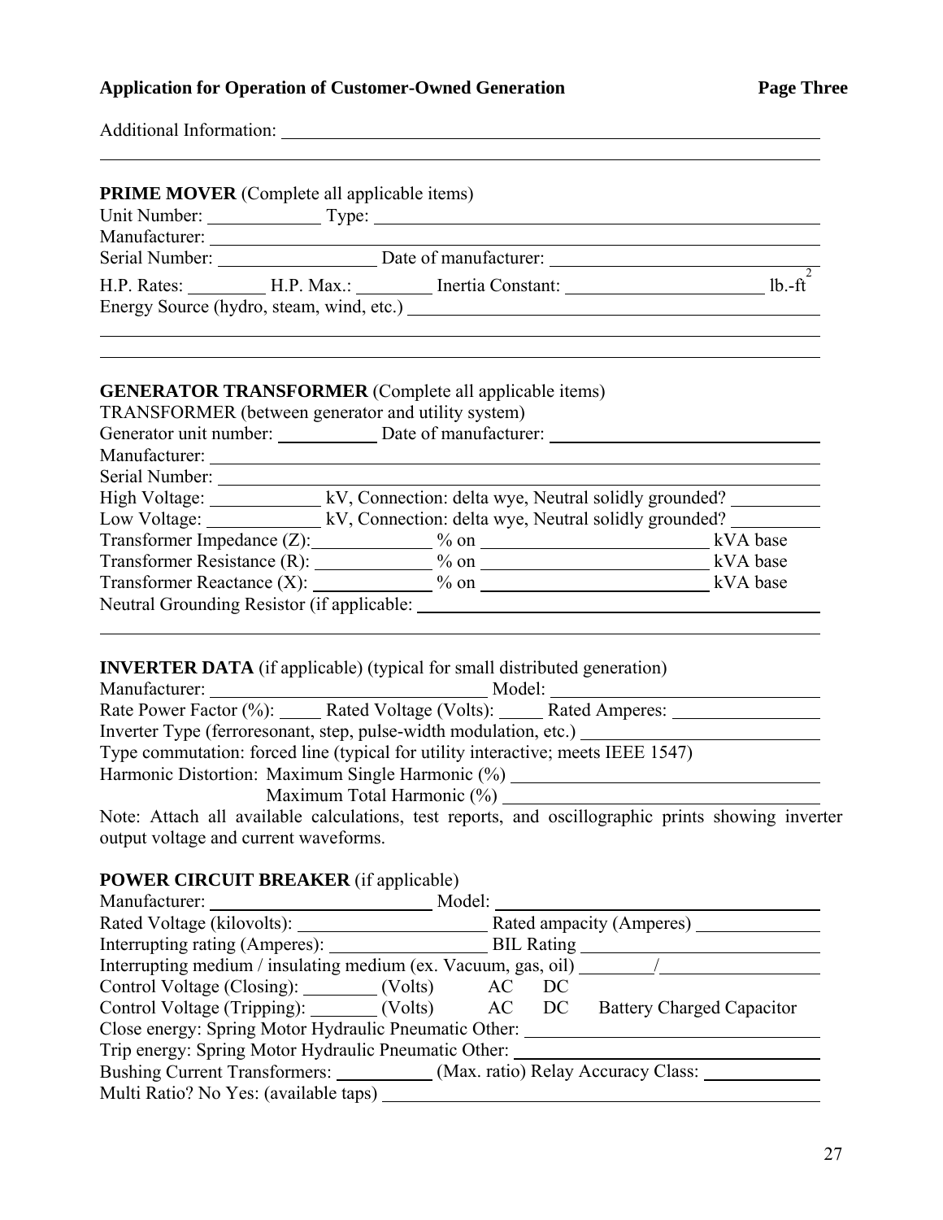Additional Information: ________________________________________________________________

________________________________________________________________________________

**PRIME MOVER** (Complete all applicable items)

Unit Number: ____________ Type: ________________________________________________

Manufacturer: ____________________________________________________________________

Serial Number: ________________ Date of manufacturer: ____________________________

H.P. Rates: ________ H.P. Max.: ________ Inertia Constant: _____________________ $lb.-ft^2$

Energy Source (hydro, steam, wind, etc.) ________________________________________

________________________________________________________________________________

________________________________________________________________________________

**GENERATOR TRANSFORMER** (Complete all applicable items)

TRANSFORMER (between generator and utility system)

Generator unit number: ___________ Date of manufacturer: ____________________________

Manufacturer: ____________________________________________________________________

Serial Number: ___________________________________________________________________

High Voltage: ____________ kV, Connection: delta wye, Neutral solidly grounded? __________

Low Voltage: ____________ kV, Connection: delta wye, Neutral solidly grounded? __________

Transformer Impedance (Z):_____________ % on _________________________ kVA base

Transformer Resistance (R): ____________ % on _________________________ kVA base

Transformer Reactance (X): _____________ % on _________________________ kVA base

Neutral Grounding Resistor (if applicable: ________________________________________

________________________________________________________________________________

**INVERTER DATA** (if applicable) (typical for small distributed generation)

Manufacturer: ______________________________ Model: _____________________________

Rate Power Factor (%): _____ Rated Voltage (Volts): _____ Rated Amperes: ________________

Inverter Type (ferroresonant, step, pulse-width modulation, etc.) __________________________

Type commutation: forced line (typical for utility interactive; meets IEEE 1547)

Harmonic Distortion: Maximum Single Harmonic (%) ________________________________

Maximum Total Harmonic (%) ________________________________

Note: Attach all available calculations, test reports, and oscillographic prints showing inverter output voltage and current waveforms.

**POWER CIRCUIT BREAKER** (if applicable)

Manufacturer: _________________________ Model: ____________________________________

Rated Voltage (kilovolts): _____________________ Rated ampacity (Amperes) ______________

Interrupting rating (Amperes): _________________ BIL Rating __________________________

Interrupting medium / insulating medium (ex. Vacuum, gas, oil) ________/_________________

Control Voltage (Closing): ________ (Volts) AC DC

Control Voltage (Tripping): _______ (Volts) AC DC Battery Charged Capacitor

Close energy: Spring Motor Hydraulic Pneumatic Other: ________________________________

Trip energy: Spring Motor Hydraulic Pneumatic Other: _________________________________

Bushing Current Transformers: __________ (Max. ratio) Relay Accuracy Class: _____________

Multi Ratio? No Yes: (available taps) _______________________________________________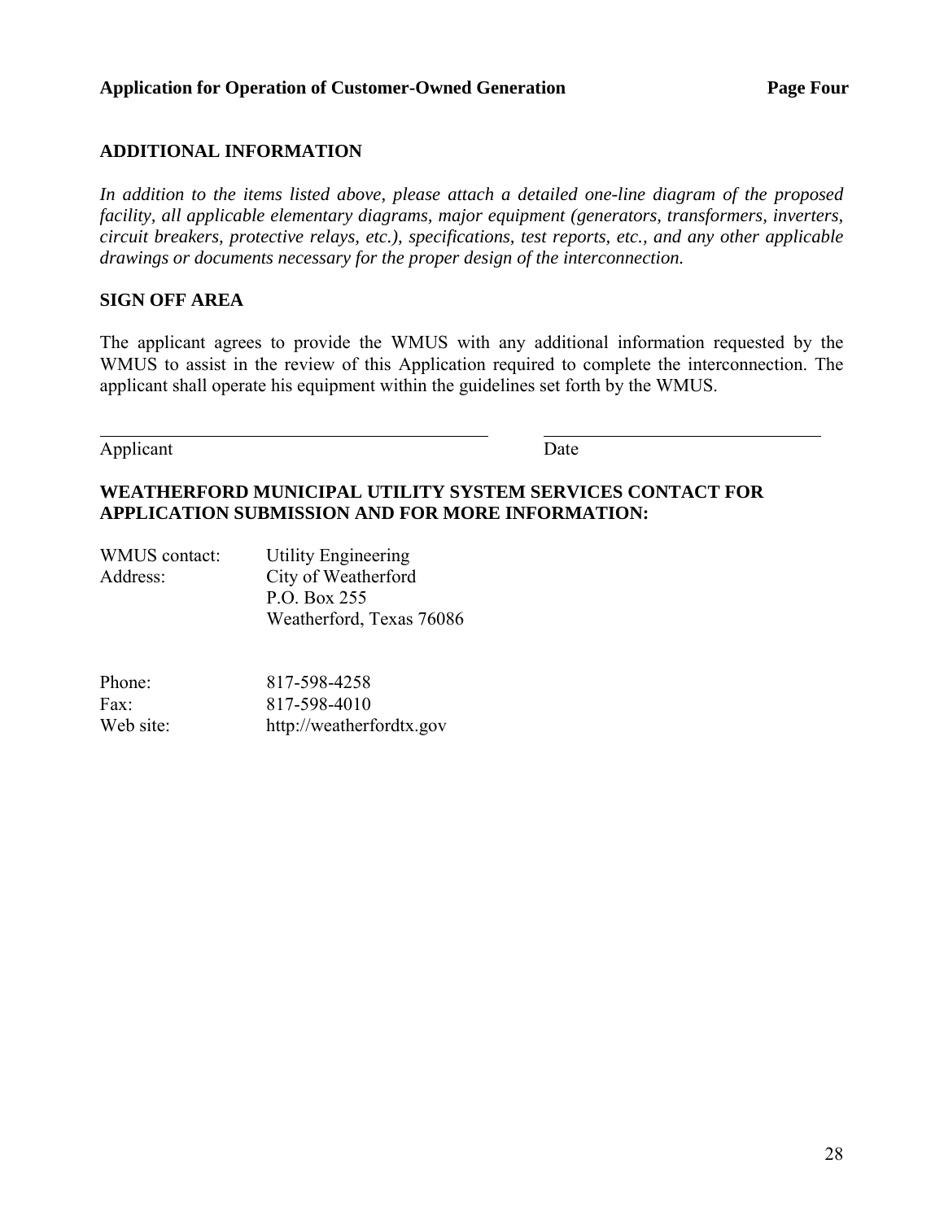## ADDITIONAL INFORMATION

*In addition to the items listed above, please attach a detailed one-line diagram of the proposed facility, all applicable elementary diagrams, major equipment (generators, transformers, inverters, circuit breakers, protective relays, etc.), specifications, test reports, etc., and any other applicable drawings or documents necessary for the proper design of the interconnection.*

## SIGN OFF AREA

The applicant agrees to provide the WMUS with any additional information requested by the WMUS to assist in the review of this Application required to complete the interconnection. The applicant shall operate his equipment within the guidelines set forth by the WMUS.

\_\_\_\_\_\_\_\_\_\_\_\_\_\_\_\_\_\_\_\_\_\_\_\_\_\_\_\_\_\_\_\_\_\_\_\_\_\_\_\_ \_\_\_\_\_\_\_\_\_\_\_\_\_\_\_\_\_\_\_\_\_\_\_\_\_\_\_\_\_\_

Applicant Date

## WEATHERFORD MUNICIPAL UTILITY SYSTEM SERVICES CONTACT FOR APPLICATION SUBMISSION AND FOR MORE INFORMATION:

WMUS contact: Utility Engineering
Address: City of Weatherford
P.O. Box 255
Weatherford, Texas 76086

Phone: 817-598-4258
Fax: 817-598-4010
Web site: http://weatherfordtx.gov